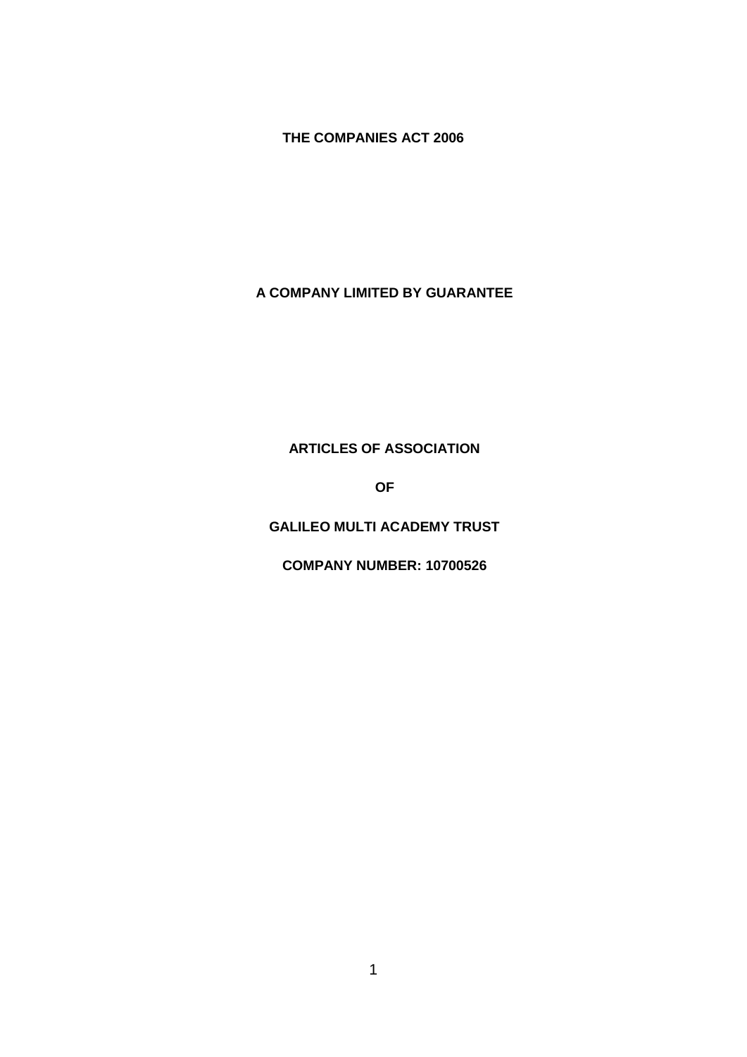**THE COMPANIES ACT 2006**

**A COMPANY LIMITED BY GUARANTEE**

**ARTICLES OF ASSOCIATION**

**OF**

**GALILEO MULTI ACADEMY TRUST**

**COMPANY NUMBER: 10700526**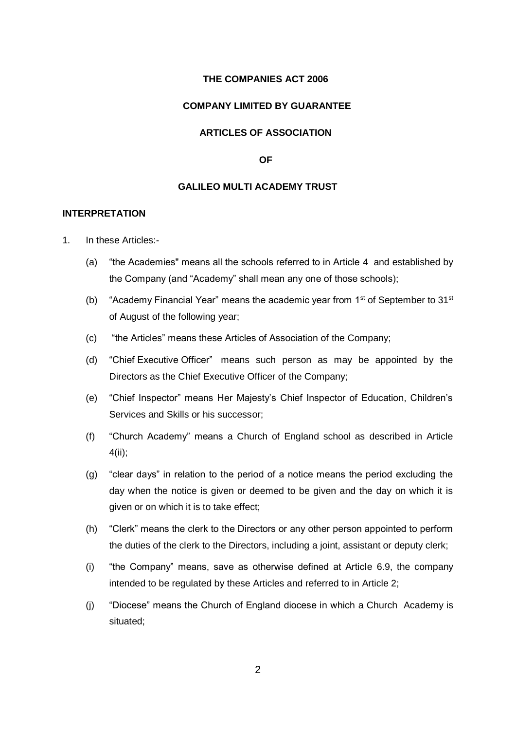**THE COMPANIES ACT 2006**

**COMPANY LIMITED BY GUARANTEE**

**ARTICLES OF ASSOCIATION**

**OF**

**GALILEO MULTI ACADEMY TRUST**

## INTERPRETATION

1. In these Articles:-

   (a) "the Academies" means all the schools referred to in Article 4 and established by the Company (and "Academy" shall mean any one of those schools);

   (b) "Academy Financial Year" means the academic year from 1st of September to 31st of August of the following year;

   (c) "the Articles" means these Articles of Association of the Company;

   (d) "Chief Executive Officer" means such person as may be appointed by the Directors as the Chief Executive Officer of the Company;

   (e) "Chief Inspector" means Her Majesty's Chief Inspector of Education, Children's Services and Skills or his successor;

   (f) "Church Academy" means a Church of England school as described in Article 4(ii);

   (g) "clear days" in relation to the period of a notice means the period excluding the day when the notice is given or deemed to be given and the day on which it is given or on which it is to take effect;

   (h) "Clerk" means the clerk to the Directors or any other person appointed to perform the duties of the clerk to the Directors, including a joint, assistant or deputy clerk;

   (i) "the Company" means, save as otherwise defined at Article 6.9, the company intended to be regulated by these Articles and referred to in Article 2;

   (j) "Diocese" means the Church of England diocese in which a Church Academy is situated;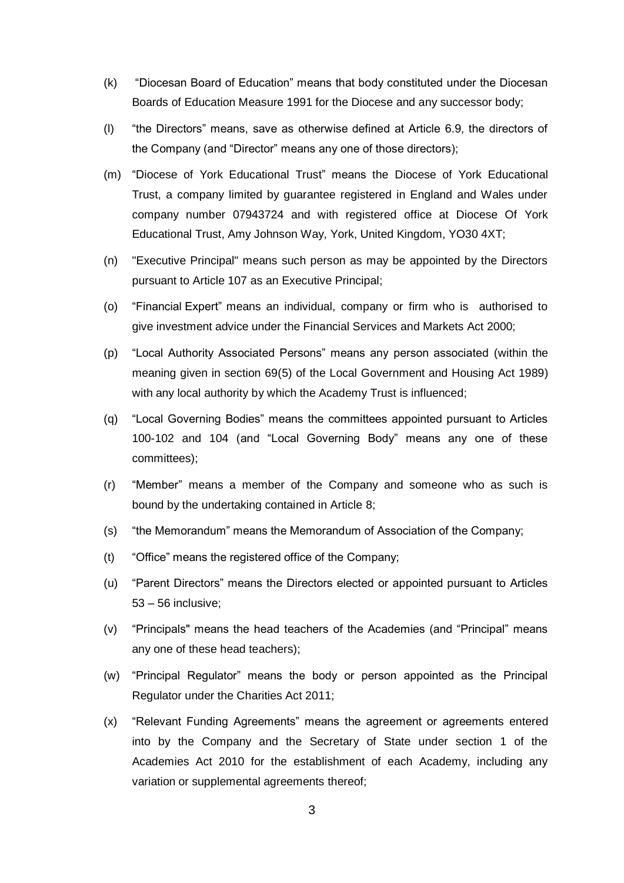(k) "Diocesan Board of Education" means that body constituted under the Diocesan Boards of Education Measure 1991 for the Diocese and any successor body;

(l) "the Directors" means, save as otherwise defined at Article 6.9, the directors of the Company (and "Director" means any one of those directors);

(m) "Diocese of York Educational Trust" means the Diocese of York Educational Trust, a company limited by guarantee registered in England and Wales under company number 07943724 and with registered office at Diocese Of York Educational Trust, Amy Johnson Way, York, United Kingdom, YO30 4XT;

(n) "Executive Principal" means such person as may be appointed by the Directors pursuant to Article 107 as an Executive Principal;

(o) "Financial Expert" means an individual, company or firm who is authorised to give investment advice under the Financial Services and Markets Act 2000;

(p) "Local Authority Associated Persons" means any person associated (within the meaning given in section 69(5) of the Local Government and Housing Act 1989) with any local authority by which the Academy Trust is influenced;

(q) "Local Governing Bodies" means the committees appointed pursuant to Articles 100-102 and 104 (and "Local Governing Body" means any one of these committees);

(r) "Member" means a member of the Company and someone who as such is bound by the undertaking contained in Article 8;

(s) "the Memorandum" means the Memorandum of Association of the Company;

(t) "Office" means the registered office of the Company;

(u) "Parent Directors" means the Directors elected or appointed pursuant to Articles 53 – 56 inclusive;

(v) "Principals" means the head teachers of the Academies (and "Principal" means any one of these head teachers);

(w) "Principal Regulator" means the body or person appointed as the Principal Regulator under the Charities Act 2011;

(x) "Relevant Funding Agreements" means the agreement or agreements entered into by the Company and the Secretary of State under section 1 of the Academies Act 2010 for the establishment of each Academy, including any variation or supplemental agreements thereof;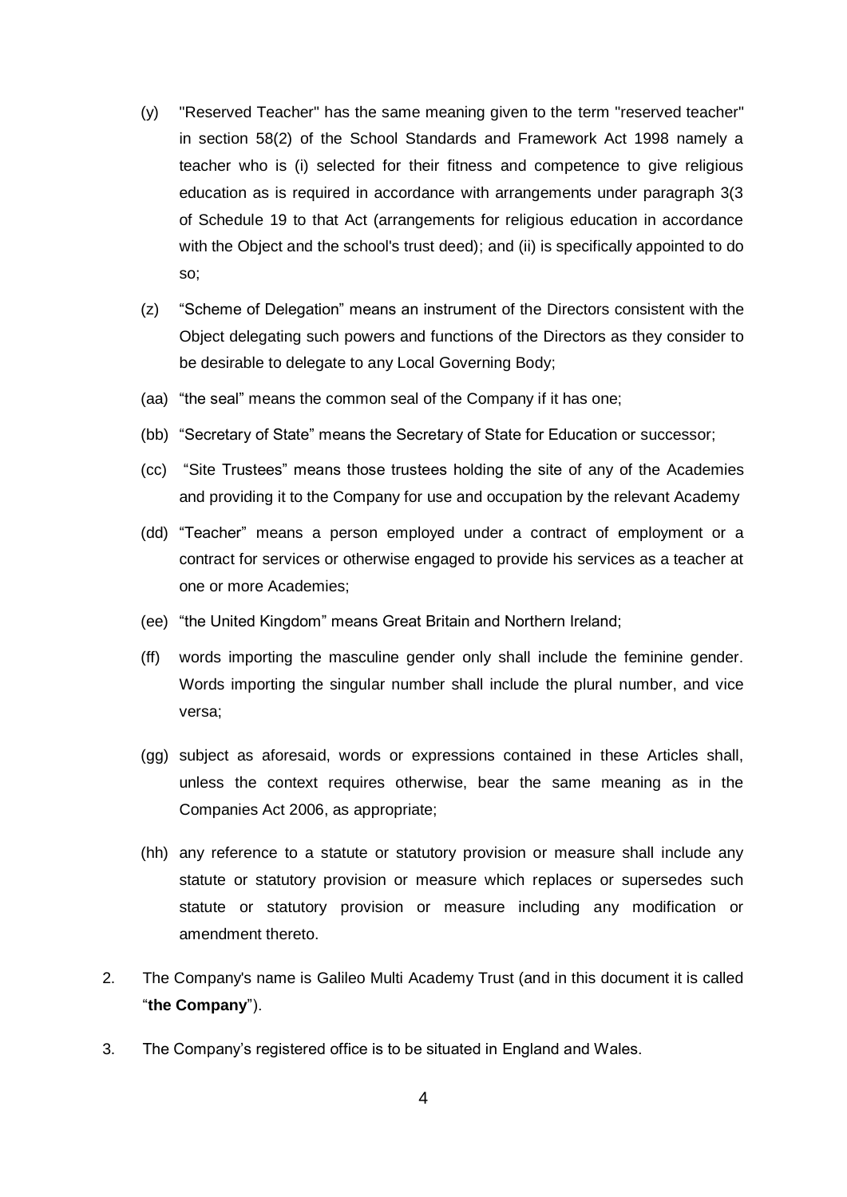(y) "Reserved Teacher" has the same meaning given to the term "reserved teacher" in section 58(2) of the School Standards and Framework Act 1998 namely a teacher who is (i) selected for their fitness and competence to give religious education as is required in accordance with arrangements under paragraph 3(3 of Schedule 19 to that Act (arrangements for religious education in accordance with the Object and the school's trust deed); and (ii) is specifically appointed to do so;

(z) "Scheme of Delegation" means an instrument of the Directors consistent with the Object delegating such powers and functions of the Directors as they consider to be desirable to delegate to any Local Governing Body;

(aa) "the seal" means the common seal of the Company if it has one;

(bb) "Secretary of State" means the Secretary of State for Education or successor;

(cc) "Site Trustees" means those trustees holding the site of any of the Academies and providing it to the Company for use and occupation by the relevant Academy

(dd) "Teacher" means a person employed under a contract of employment or a contract for services or otherwise engaged to provide his services as a teacher at one or more Academies;

(ee) "the United Kingdom" means Great Britain and Northern Ireland;

(ff) words importing the masculine gender only shall include the feminine gender. Words importing the singular number shall include the plural number, and vice versa;

(gg) subject as aforesaid, words or expressions contained in these Articles shall, unless the context requires otherwise, bear the same meaning as in the Companies Act 2006, as appropriate;

(hh) any reference to a statute or statutory provision or measure shall include any statute or statutory provision or measure which replaces or supersedes such statute or statutory provision or measure including any modification or amendment thereto.

2. The Company's name is Galileo Multi Academy Trust (and in this document it is called "**the Company**").

3. The Company's registered office is to be situated in England and Wales.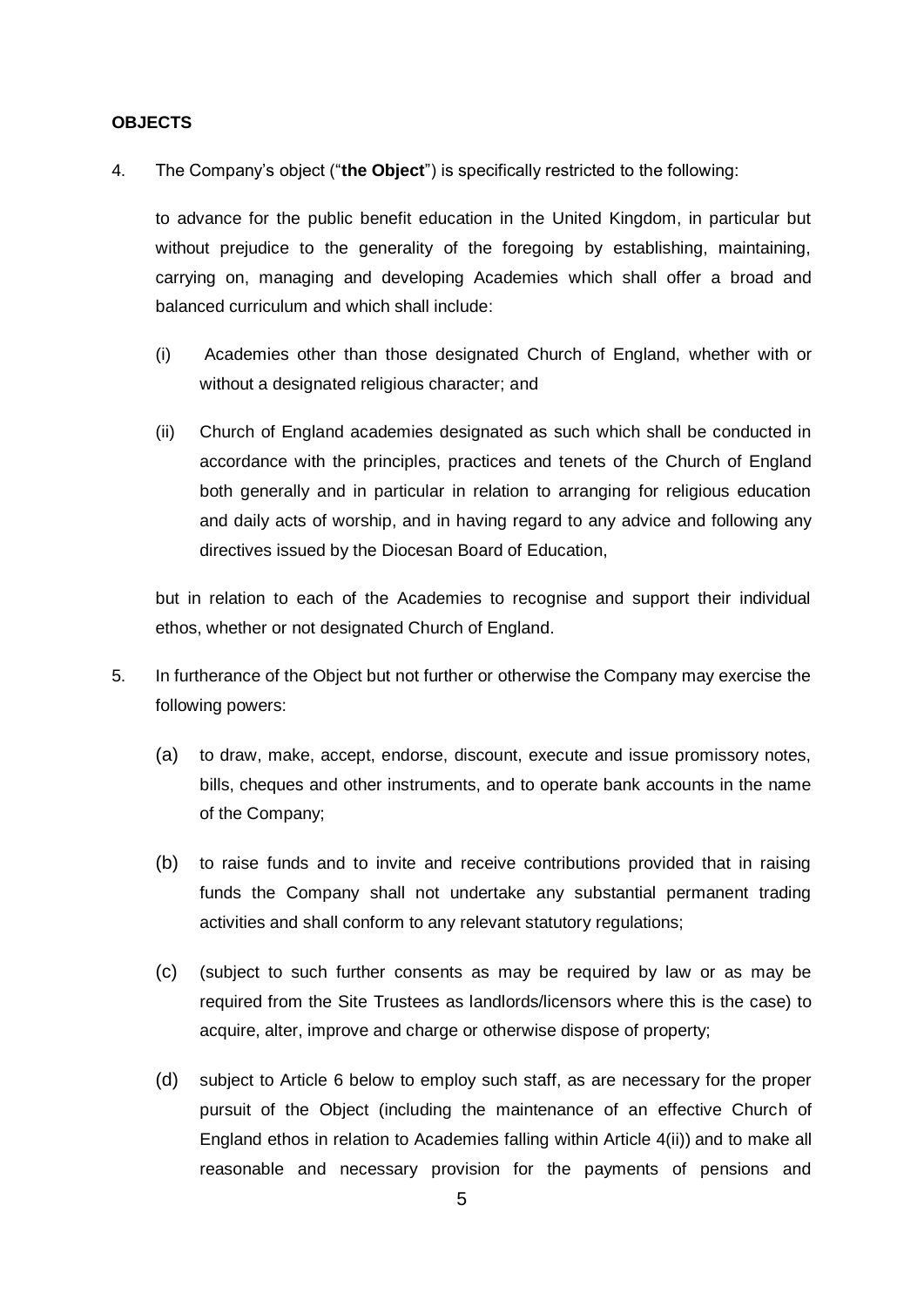**OBJECTS**

4. The Company's object ("**the Object**") is specifically restricted to the following:

   to advance for the public benefit education in the United Kingdom, in particular but without prejudice to the generality of the foregoing by establishing, maintaining, carrying on, managing and developing Academies which shall offer a broad and balanced curriculum and which shall include:

   (i) Academies other than those designated Church of England, whether with or without a designated religious character; and

   (ii) Church of England academies designated as such which shall be conducted in accordance with the principles, practices and tenets of the Church of England both generally and in particular in relation to arranging for religious education and daily acts of worship, and in having regard to any advice and following any directives issued by the Diocesan Board of Education,

   but in relation to each of the Academies to recognise and support their individual ethos, whether or not designated Church of England.

5. In furtherance of the Object but not further or otherwise the Company may exercise the following powers:

   (a) to draw, make, accept, endorse, discount, execute and issue promissory notes, bills, cheques and other instruments, and to operate bank accounts in the name of the Company;

   (b) to raise funds and to invite and receive contributions provided that in raising funds the Company shall not undertake any substantial permanent trading activities and shall conform to any relevant statutory regulations;

   (c) (subject to such further consents as may be required by law or as may be required from the Site Trustees as landlords/licensors where this is the case) to acquire, alter, improve and charge or otherwise dispose of property;

   (d) subject to Article 6 below to employ such staff, as are necessary for the proper pursuit of the Object (including the maintenance of an effective Church of England ethos in relation to Academies falling within Article 4(ii)) and to make all reasonable and necessary provision for the payments of pensions and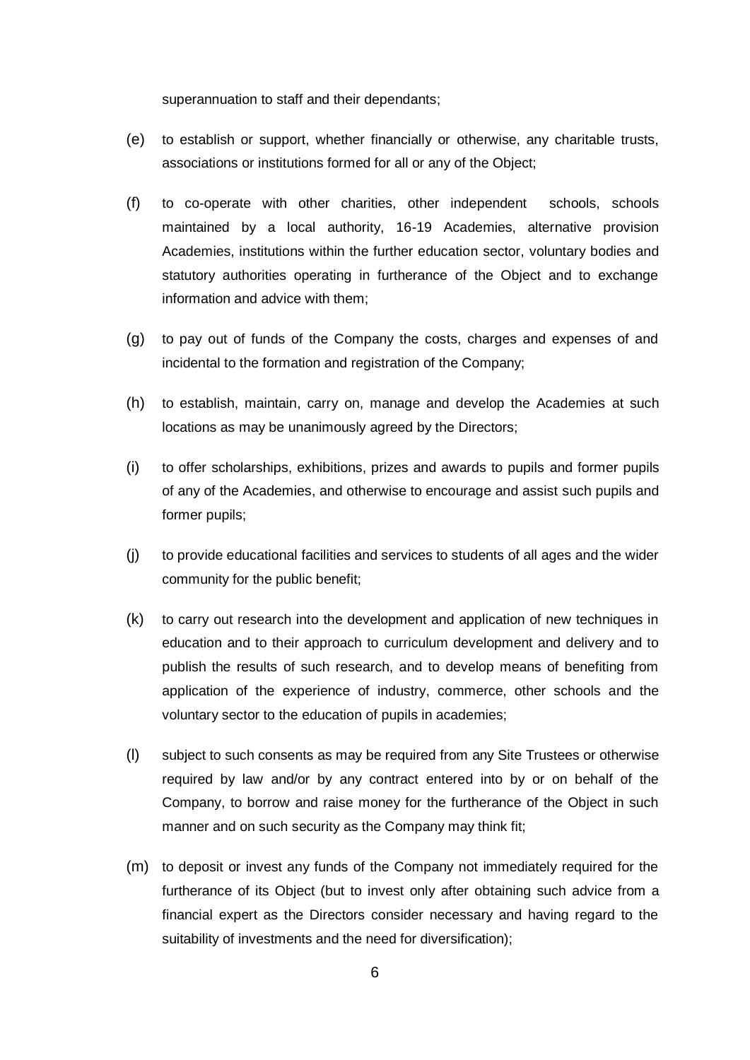superannuation to staff and their dependants;

(e) to establish or support, whether financially or otherwise, any charitable trusts, associations or institutions formed for all or any of the Object;

(f) to co-operate with other charities, other independent schools, schools maintained by a local authority, 16-19 Academies, alternative provision Academies, institutions within the further education sector, voluntary bodies and statutory authorities operating in furtherance of the Object and to exchange information and advice with them;

(g) to pay out of funds of the Company the costs, charges and expenses of and incidental to the formation and registration of the Company;

(h) to establish, maintain, carry on, manage and develop the Academies at such locations as may be unanimously agreed by the Directors;

(i) to offer scholarships, exhibitions, prizes and awards to pupils and former pupils of any of the Academies, and otherwise to encourage and assist such pupils and former pupils;

(j) to provide educational facilities and services to students of all ages and the wider community for the public benefit;

(k) to carry out research into the development and application of new techniques in education and to their approach to curriculum development and delivery and to publish the results of such research, and to develop means of benefiting from application of the experience of industry, commerce, other schools and the voluntary sector to the education of pupils in academies;

(l) subject to such consents as may be required from any Site Trustees or otherwise required by law and/or by any contract entered into by or on behalf of the Company, to borrow and raise money for the furtherance of the Object in such manner and on such security as the Company may think fit;

(m) to deposit or invest any funds of the Company not immediately required for the furtherance of its Object (but to invest only after obtaining such advice from a financial expert as the Directors consider necessary and having regard to the suitability of investments and the need for diversification);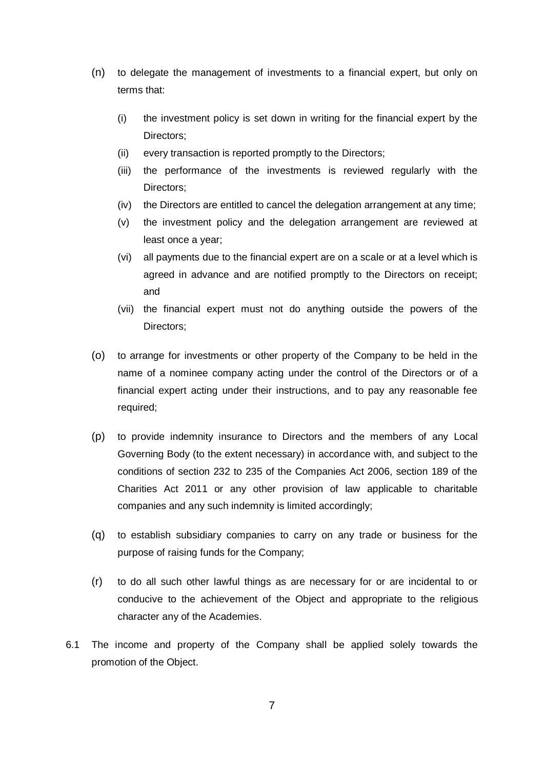(n) to delegate the management of investments to a financial expert, but only on terms that:

   (i) the investment policy is set down in writing for the financial expert by the Directors;

   (ii) every transaction is reported promptly to the Directors;

   (iii) the performance of the investments is reviewed regularly with the Directors;

   (iv) the Directors are entitled to cancel the delegation arrangement at any time;

   (v) the investment policy and the delegation arrangement are reviewed at least once a year;

   (vi) all payments due to the financial expert are on a scale or at a level which is agreed in advance and are notified promptly to the Directors on receipt; and

   (vii) the financial expert must not do anything outside the powers of the Directors;

(o) to arrange for investments or other property of the Company to be held in the name of a nominee company acting under the control of the Directors or of a financial expert acting under their instructions, and to pay any reasonable fee required;

(p) to provide indemnity insurance to Directors and the members of any Local Governing Body (to the extent necessary) in accordance with, and subject to the conditions of section 232 to 235 of the Companies Act 2006, section 189 of the Charities Act 2011 or any other provision of law applicable to charitable companies and any such indemnity is limited accordingly;

(q) to establish subsidiary companies to carry on any trade or business for the purpose of raising funds for the Company;

(r) to do all such other lawful things as are necessary for or are incidental to or conducive to the achievement of the Object and appropriate to the religious character any of the Academies.

6.1 The income and property of the Company shall be applied solely towards the promotion of the Object.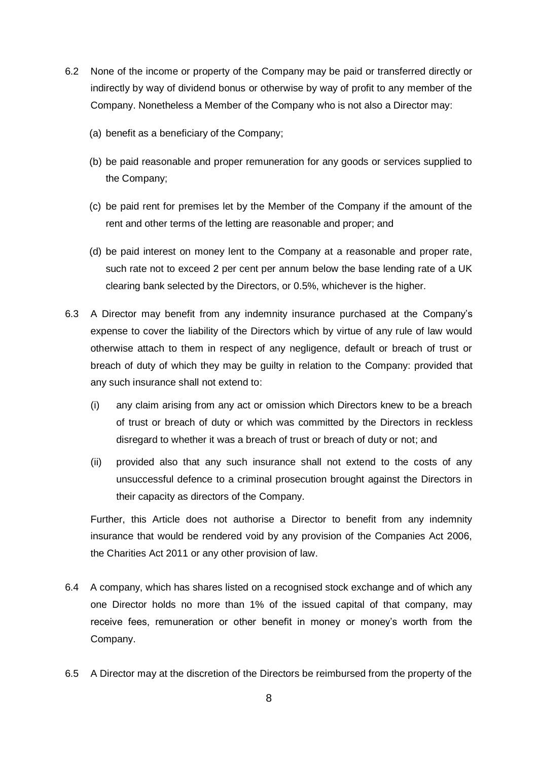6.2 None of the income or property of the Company may be paid or transferred directly or indirectly by way of dividend bonus or otherwise by way of profit to any member of the Company. Nonetheless a Member of the Company who is not also a Director may:

   (a) benefit as a beneficiary of the Company;

   (b) be paid reasonable and proper remuneration for any goods or services supplied to the Company;

   (c) be paid rent for premises let by the Member of the Company if the amount of the rent and other terms of the letting are reasonable and proper; and

   (d) be paid interest on money lent to the Company at a reasonable and proper rate, such rate not to exceed 2 per cent per annum below the base lending rate of a UK clearing bank selected by the Directors, or 0.5%, whichever is the higher.

6.3 A Director may benefit from any indemnity insurance purchased at the Company's expense to cover the liability of the Directors which by virtue of any rule of law would otherwise attach to them in respect of any negligence, default or breach of trust or breach of duty of which they may be guilty in relation to the Company: provided that any such insurance shall not extend to:

   (i) any claim arising from any act or omission which Directors knew to be a breach of trust or breach of duty or which was committed by the Directors in reckless disregard to whether it was a breach of trust or breach of duty or not; and

   (ii) provided also that any such insurance shall not extend to the costs of any unsuccessful defence to a criminal prosecution brought against the Directors in their capacity as directors of the Company.

   Further, this Article does not authorise a Director to benefit from any indemnity insurance that would be rendered void by any provision of the Companies Act 2006, the Charities Act 2011 or any other provision of law.

6.4 A company, which has shares listed on a recognised stock exchange and of which any one Director holds no more than 1% of the issued capital of that company, may receive fees, remuneration or other benefit in money or money's worth from the Company.

6.5 A Director may at the discretion of the Directors be reimbursed from the property of the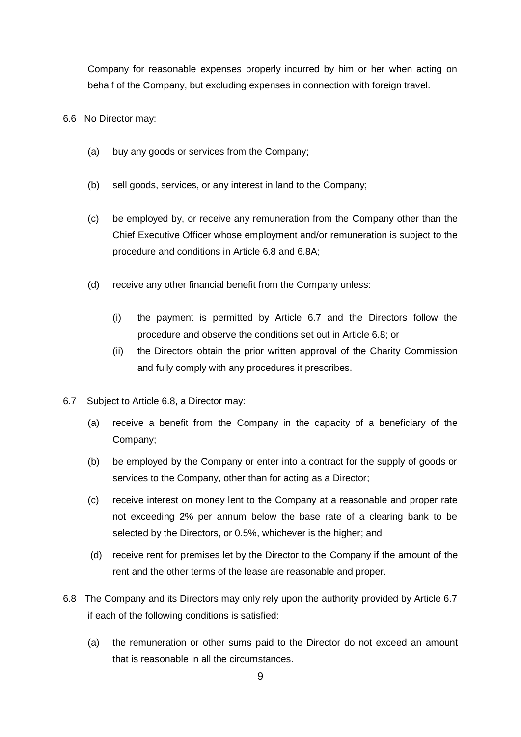Company for reasonable expenses properly incurred by him or her when acting on behalf of the Company, but excluding expenses in connection with foreign travel.

6.6 No Director may:

(a) buy any goods or services from the Company;

(b) sell goods, services, or any interest in land to the Company;

(c) be employed by, or receive any remuneration from the Company other than the Chief Executive Officer whose employment and/or remuneration is subject to the procedure and conditions in Article 6.8 and 6.8A;

(d) receive any other financial benefit from the Company unless:

(i) the payment is permitted by Article 6.7 and the Directors follow the procedure and observe the conditions set out in Article 6.8; or

(ii) the Directors obtain the prior written approval of the Charity Commission and fully comply with any procedures it prescribes.

6.7 Subject to Article 6.8, a Director may:

(a) receive a benefit from the Company in the capacity of a beneficiary of the Company;

(b) be employed by the Company or enter into a contract for the supply of goods or services to the Company, other than for acting as a Director;

(c) receive interest on money lent to the Company at a reasonable and proper rate not exceeding 2% per annum below the base rate of a clearing bank to be selected by the Directors, or 0.5%, whichever is the higher; and

(d) receive rent for premises let by the Director to the Company if the amount of the rent and the other terms of the lease are reasonable and proper.

6.8 The Company and its Directors may only rely upon the authority provided by Article 6.7 if each of the following conditions is satisfied:

(a) the remuneration or other sums paid to the Director do not exceed an amount that is reasonable in all the circumstances.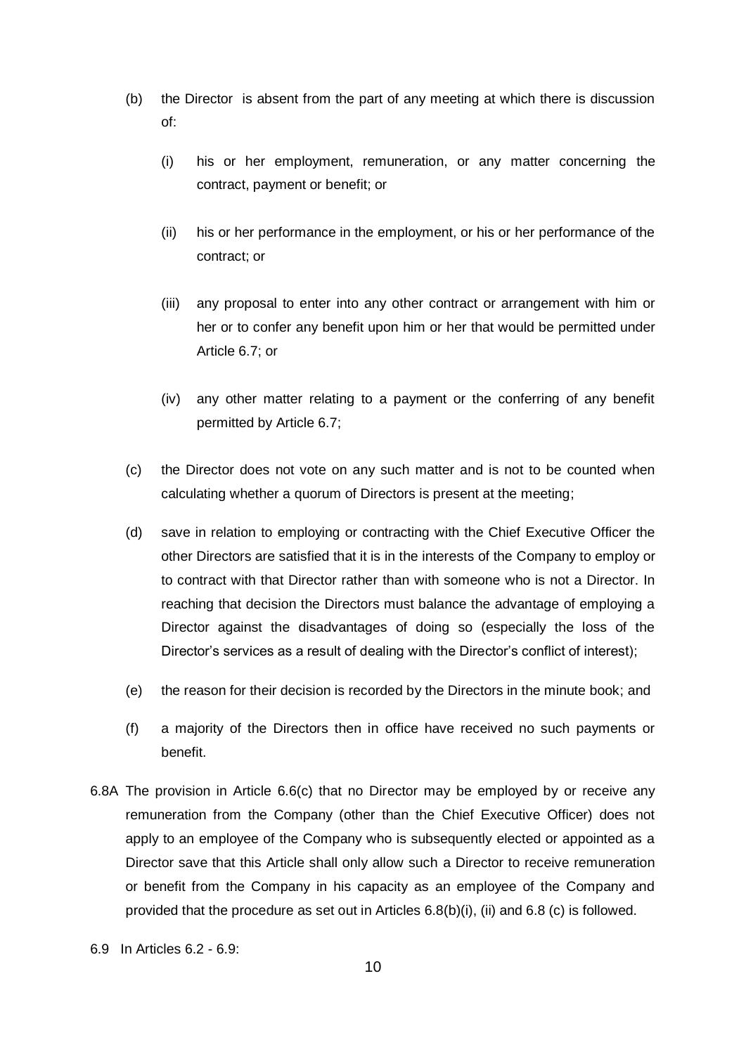(b) the Director is absent from the part of any meeting at which there is discussion of:

   (i) his or her employment, remuneration, or any matter concerning the contract, payment or benefit; or

   (ii) his or her performance in the employment, or his or her performance of the contract; or

   (iii) any proposal to enter into any other contract or arrangement with him or her or to confer any benefit upon him or her that would be permitted under Article 6.7; or

   (iv) any other matter relating to a payment or the conferring of any benefit permitted by Article 6.7;

(c) the Director does not vote on any such matter and is not to be counted when calculating whether a quorum of Directors is present at the meeting;

(d) save in relation to employing or contracting with the Chief Executive Officer the other Directors are satisfied that it is in the interests of the Company to employ or to contract with that Director rather than with someone who is not a Director. In reaching that decision the Directors must balance the advantage of employing a Director against the disadvantages of doing so (especially the loss of the Director's services as a result of dealing with the Director's conflict of interest);

(e) the reason for their decision is recorded by the Directors in the minute book; and

(f) a majority of the Directors then in office have received no such payments or benefit.

6.8A The provision in Article 6.6(c) that no Director may be employed by or receive any remuneration from the Company (other than the Chief Executive Officer) does not apply to an employee of the Company who is subsequently elected or appointed as a Director save that this Article shall only allow such a Director to receive remuneration or benefit from the Company in his capacity as an employee of the Company and provided that the procedure as set out in Articles 6.8(b)(i), (ii) and 6.8 (c) is followed.

6.9 In Articles 6.2 - 6.9: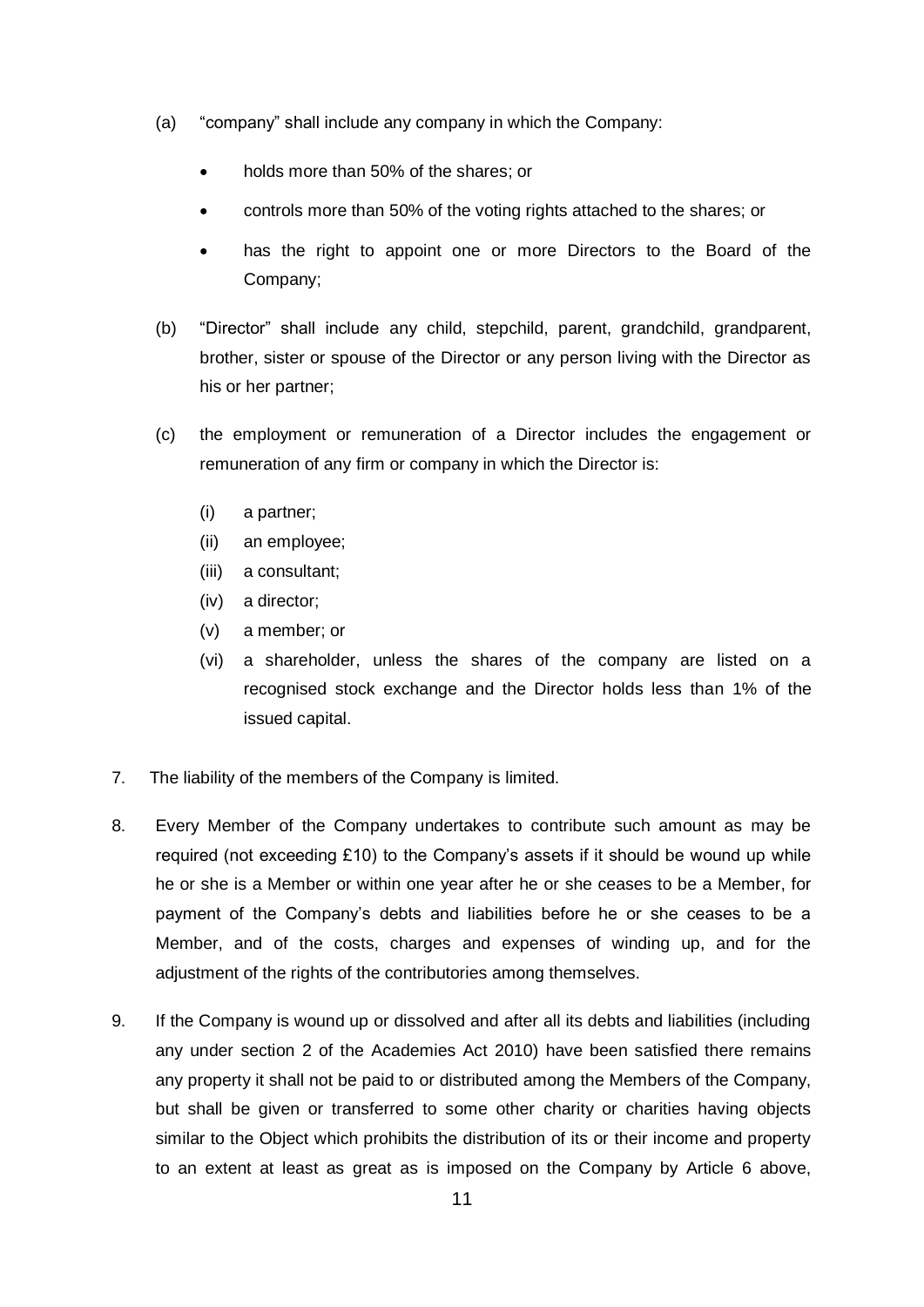(a) "company" shall include any company in which the Company:

- holds more than 50% of the shares; or
- controls more than 50% of the voting rights attached to the shares; or
- has the right to appoint one or more Directors to the Board of the Company;

(b) "Director" shall include any child, stepchild, parent, grandchild, grandparent, brother, sister or spouse of the Director or any person living with the Director as his or her partner;

(c) the employment or remuneration of a Director includes the engagement or remuneration of any firm or company in which the Director is:

(i) a partner;
(ii) an employee;
(iii) a consultant;
(iv) a director;
(v) a member; or
(vi) a shareholder, unless the shares of the company are listed on a recognised stock exchange and the Director holds less than 1% of the issued capital.

7. The liability of the members of the Company is limited.

8. Every Member of the Company undertakes to contribute such amount as may be required (not exceeding £10) to the Company's assets if it should be wound up while he or she is a Member or within one year after he or she ceases to be a Member, for payment of the Company's debts and liabilities before he or she ceases to be a Member, and of the costs, charges and expenses of winding up, and for the adjustment of the rights of the contributories among themselves.

9. If the Company is wound up or dissolved and after all its debts and liabilities (including any under section 2 of the Academies Act 2010) have been satisfied there remains any property it shall not be paid to or distributed among the Members of the Company, but shall be given or transferred to some other charity or charities having objects similar to the Object which prohibits the distribution of its or their income and property to an extent at least as great as is imposed on the Company by Article 6 above,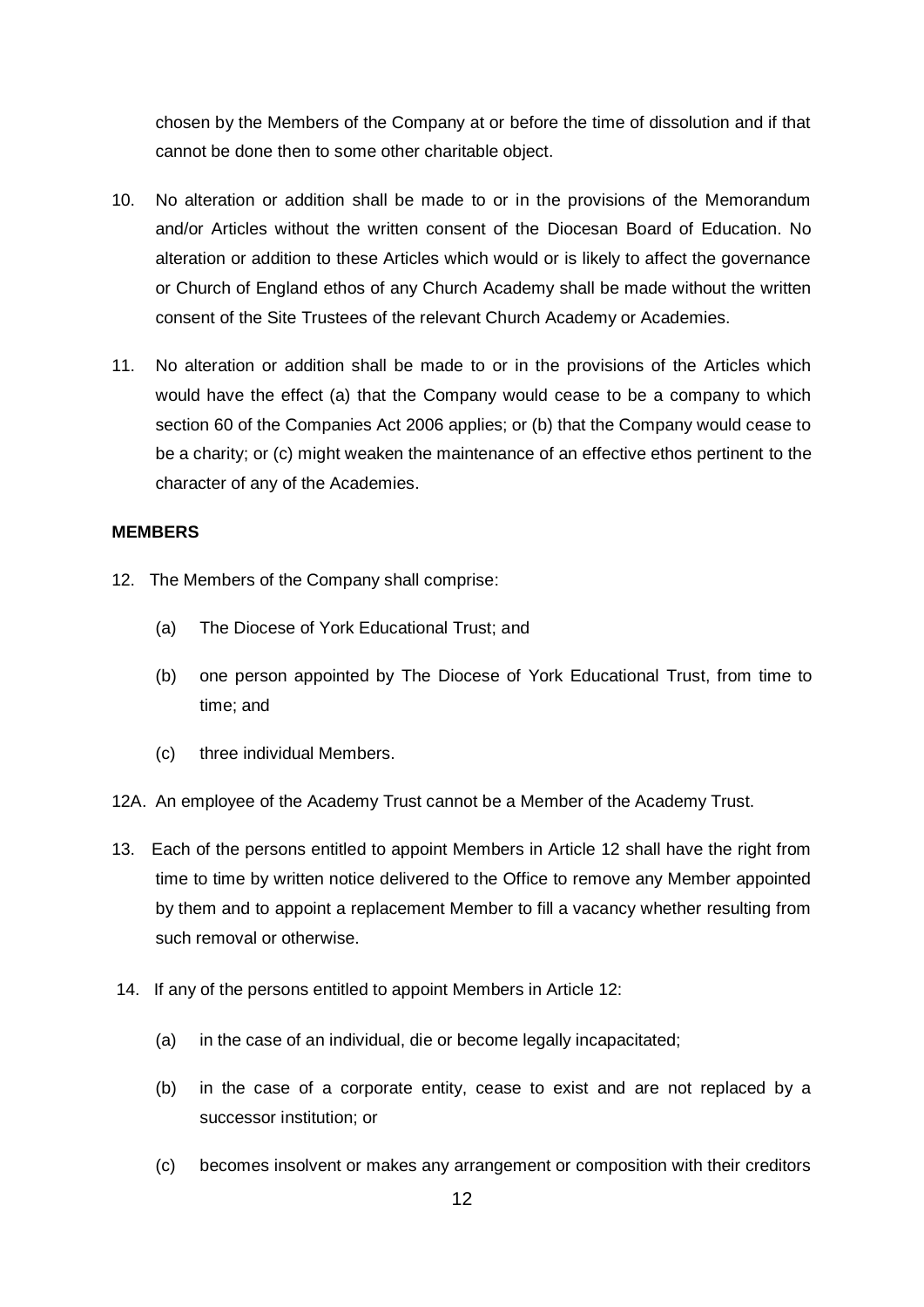chosen by the Members of the Company at or before the time of dissolution and if that cannot be done then to some other charitable object.

10. No alteration or addition shall be made to or in the provisions of the Memorandum and/or Articles without the written consent of the Diocesan Board of Education. No alteration or addition to these Articles which would or is likely to affect the governance or Church of England ethos of any Church Academy shall be made without the written consent of the Site Trustees of the relevant Church Academy or Academies.

11. No alteration or addition shall be made to or in the provisions of the Articles which would have the effect (a) that the Company would cease to be a company to which section 60 of the Companies Act 2006 applies; or (b) that the Company would cease to be a charity; or (c) might weaken the maintenance of an effective ethos pertinent to the character of any of the Academies.

**MEMBERS**

12. The Members of the Company shall comprise:

    (a) The Diocese of York Educational Trust; and

    (b) one person appointed by The Diocese of York Educational Trust, from time to time; and

    (c) three individual Members.

12A. An employee of the Academy Trust cannot be a Member of the Academy Trust.

13. Each of the persons entitled to appoint Members in Article 12 shall have the right from time to time by written notice delivered to the Office to remove any Member appointed by them and to appoint a replacement Member to fill a vacancy whether resulting from such removal or otherwise.

14. If any of the persons entitled to appoint Members in Article 12:

    (a) in the case of an individual, die or become legally incapacitated;

    (b) in the case of a corporate entity, cease to exist and are not replaced by a successor institution; or

    (c) becomes insolvent or makes any arrangement or composition with their creditors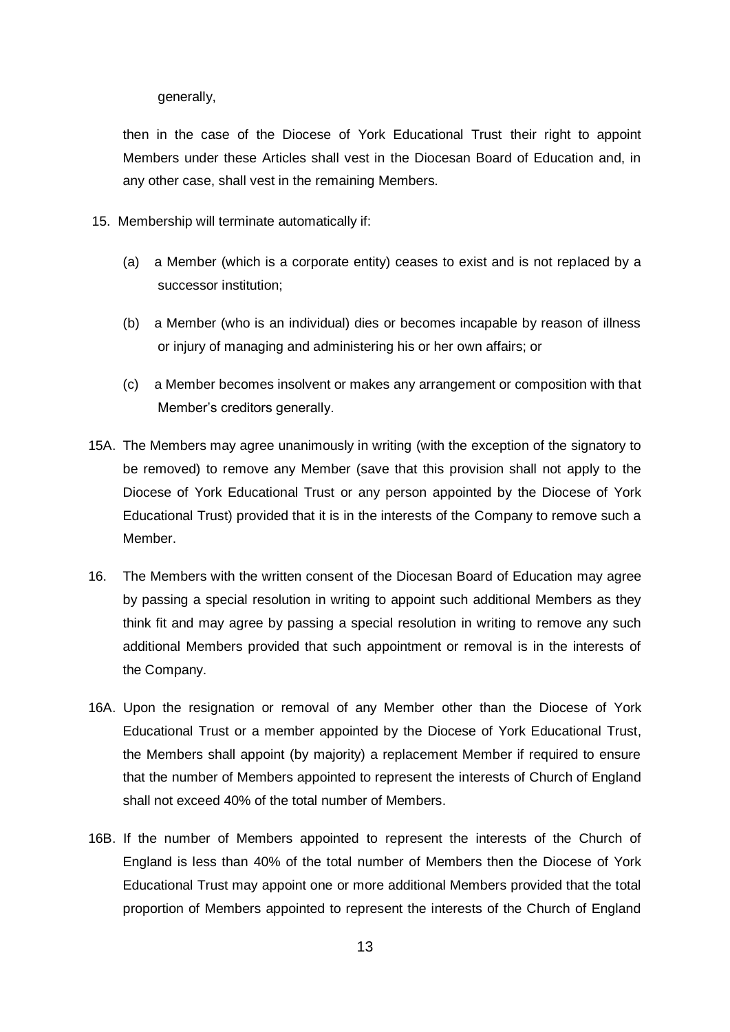generally,

then in the case of the Diocese of York Educational Trust their right to appoint Members under these Articles shall vest in the Diocesan Board of Education and, in any other case, shall vest in the remaining Members.

15. Membership will terminate automatically if:

    (a) a Member (which is a corporate entity) ceases to exist and is not replaced by a successor institution;

    (b) a Member (who is an individual) dies or becomes incapable by reason of illness or injury of managing and administering his or her own affairs; or

    (c) a Member becomes insolvent or makes any arrangement or composition with that Member's creditors generally.

15A. The Members may agree unanimously in writing (with the exception of the signatory to be removed) to remove any Member (save that this provision shall not apply to the Diocese of York Educational Trust or any person appointed by the Diocese of York Educational Trust) provided that it is in the interests of the Company to remove such a Member.

16. The Members with the written consent of the Diocesan Board of Education may agree by passing a special resolution in writing to appoint such additional Members as they think fit and may agree by passing a special resolution in writing to remove any such additional Members provided that such appointment or removal is in the interests of the Company.

16A. Upon the resignation or removal of any Member other than the Diocese of York Educational Trust or a member appointed by the Diocese of York Educational Trust, the Members shall appoint (by majority) a replacement Member if required to ensure that the number of Members appointed to represent the interests of Church of England shall not exceed 40% of the total number of Members.

16B. If the number of Members appointed to represent the interests of the Church of England is less than 40% of the total number of Members then the Diocese of York Educational Trust may appoint one or more additional Members provided that the total proportion of Members appointed to represent the interests of the Church of England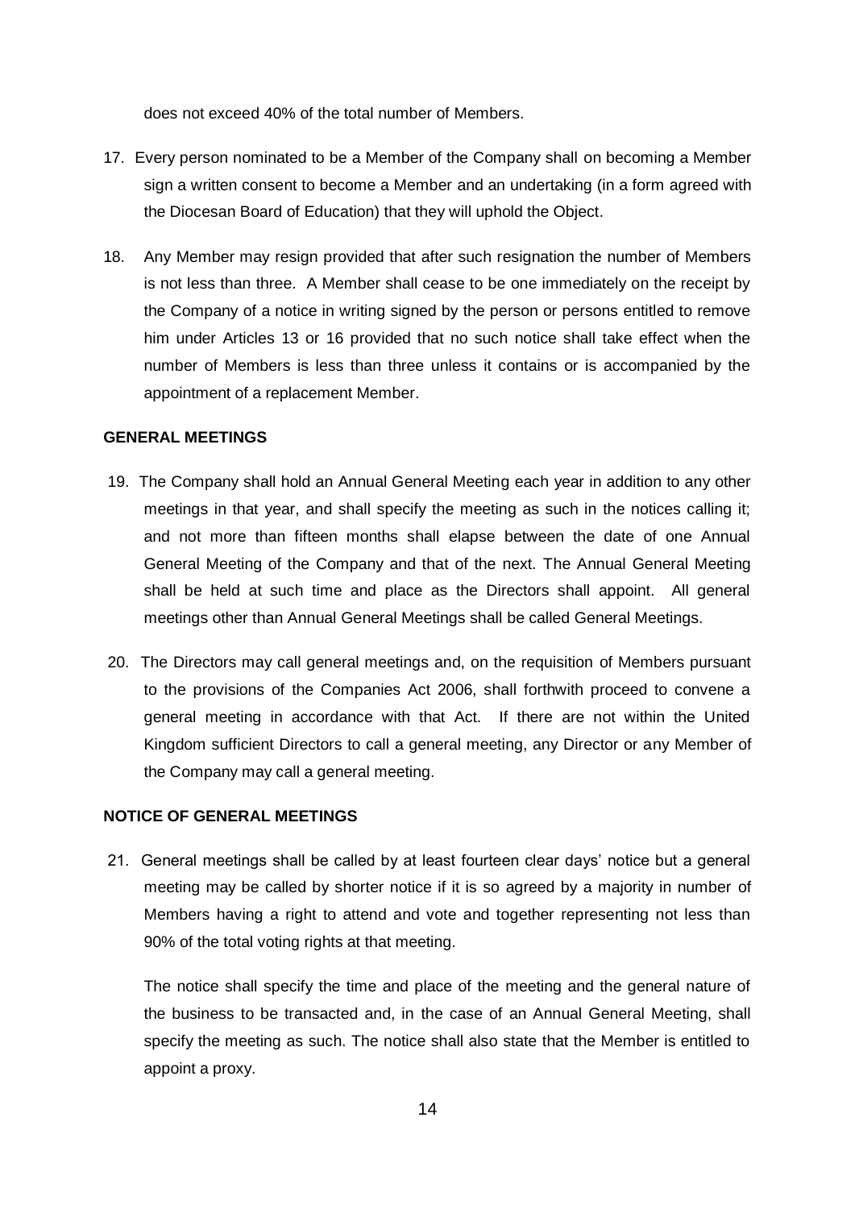does not exceed 40% of the total number of Members.

17. Every person nominated to be a Member of the Company shall on becoming a Member sign a written consent to become a Member and an undertaking (in a form agreed with the Diocesan Board of Education) that they will uphold the Object.

18. Any Member may resign provided that after such resignation the number of Members is not less than three. A Member shall cease to be one immediately on the receipt by the Company of a notice in writing signed by the person or persons entitled to remove him under Articles 13 or 16 provided that no such notice shall take effect when the number of Members is less than three unless it contains or is accompanied by the appointment of a replacement Member.

**GENERAL MEETINGS**

19. The Company shall hold an Annual General Meeting each year in addition to any other meetings in that year, and shall specify the meeting as such in the notices calling it; and not more than fifteen months shall elapse between the date of one Annual General Meeting of the Company and that of the next. The Annual General Meeting shall be held at such time and place as the Directors shall appoint. All general meetings other than Annual General Meetings shall be called General Meetings.

20. The Directors may call general meetings and, on the requisition of Members pursuant to the provisions of the Companies Act 2006, shall forthwith proceed to convene a general meeting in accordance with that Act. If there are not within the United Kingdom sufficient Directors to call a general meeting, any Director or any Member of the Company may call a general meeting.

**NOTICE OF GENERAL MEETINGS**

21. General meetings shall be called by at least fourteen clear days' notice but a general meeting may be called by shorter notice if it is so agreed by a majority in number of Members having a right to attend and vote and together representing not less than 90% of the total voting rights at that meeting.

    The notice shall specify the time and place of the meeting and the general nature of the business to be transacted and, in the case of an Annual General Meeting, shall specify the meeting as such. The notice shall also state that the Member is entitled to appoint a proxy.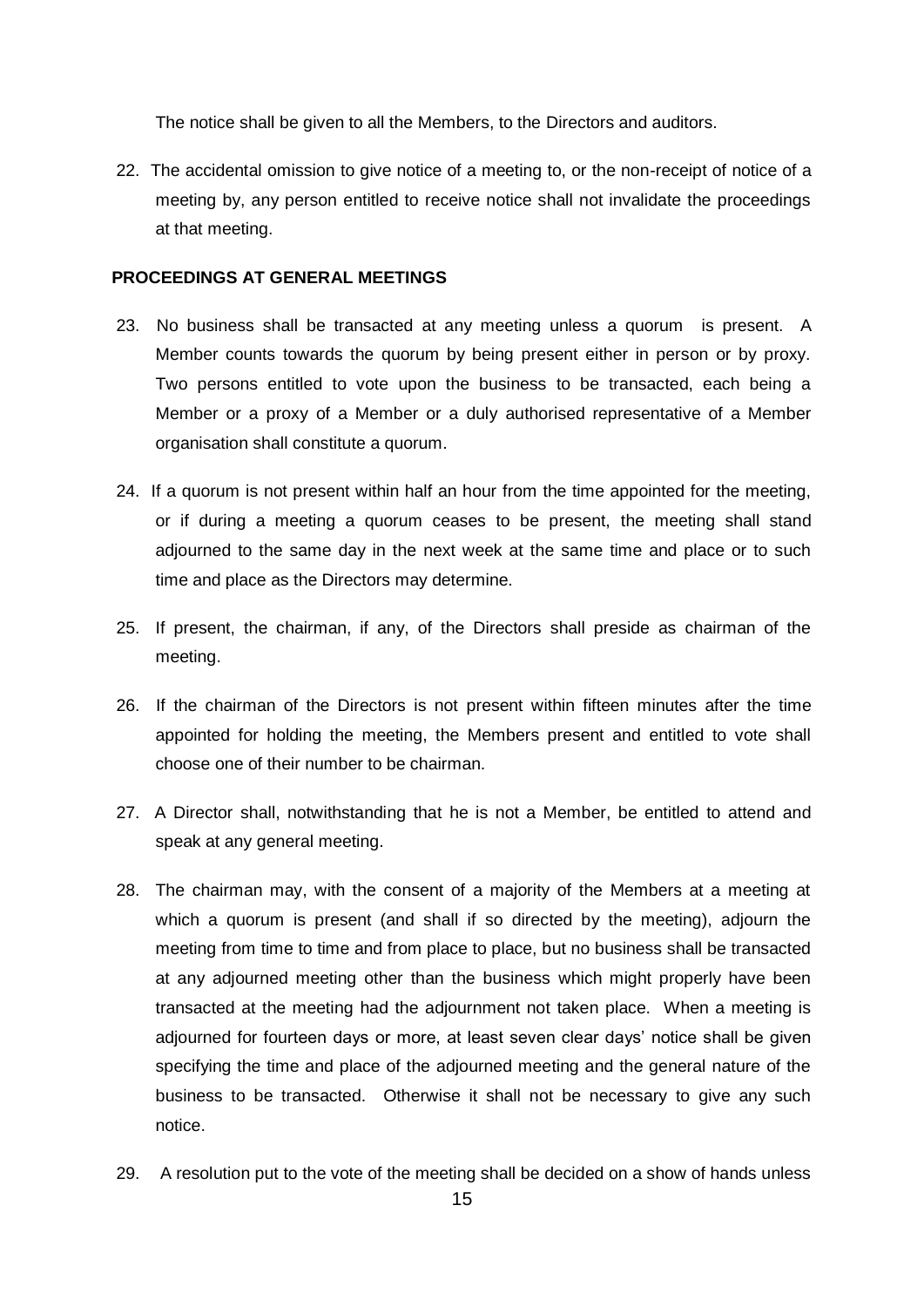The notice shall be given to all the Members, to the Directors and auditors.

22. The accidental omission to give notice of a meeting to, or the non-receipt of notice of a meeting by, any person entitled to receive notice shall not invalidate the proceedings at that meeting.

**PROCEEDINGS AT GENERAL MEETINGS**

23. No business shall be transacted at any meeting unless a quorum is present. A Member counts towards the quorum by being present either in person or by proxy. Two persons entitled to vote upon the business to be transacted, each being a Member or a proxy of a Member or a duly authorised representative of a Member organisation shall constitute a quorum.

24. If a quorum is not present within half an hour from the time appointed for the meeting, or if during a meeting a quorum ceases to be present, the meeting shall stand adjourned to the same day in the next week at the same time and place or to such time and place as the Directors may determine.

25. If present, the chairman, if any, of the Directors shall preside as chairman of the meeting.

26. If the chairman of the Directors is not present within fifteen minutes after the time appointed for holding the meeting, the Members present and entitled to vote shall choose one of their number to be chairman.

27. A Director shall, notwithstanding that he is not a Member, be entitled to attend and speak at any general meeting.

28. The chairman may, with the consent of a majority of the Members at a meeting at which a quorum is present (and shall if so directed by the meeting), adjourn the meeting from time to time and from place to place, but no business shall be transacted at any adjourned meeting other than the business which might properly have been transacted at the meeting had the adjournment not taken place. When a meeting is adjourned for fourteen days or more, at least seven clear days' notice shall be given specifying the time and place of the adjourned meeting and the general nature of the business to be transacted. Otherwise it shall not be necessary to give any such notice.

29. A resolution put to the vote of the meeting shall be decided on a show of hands unless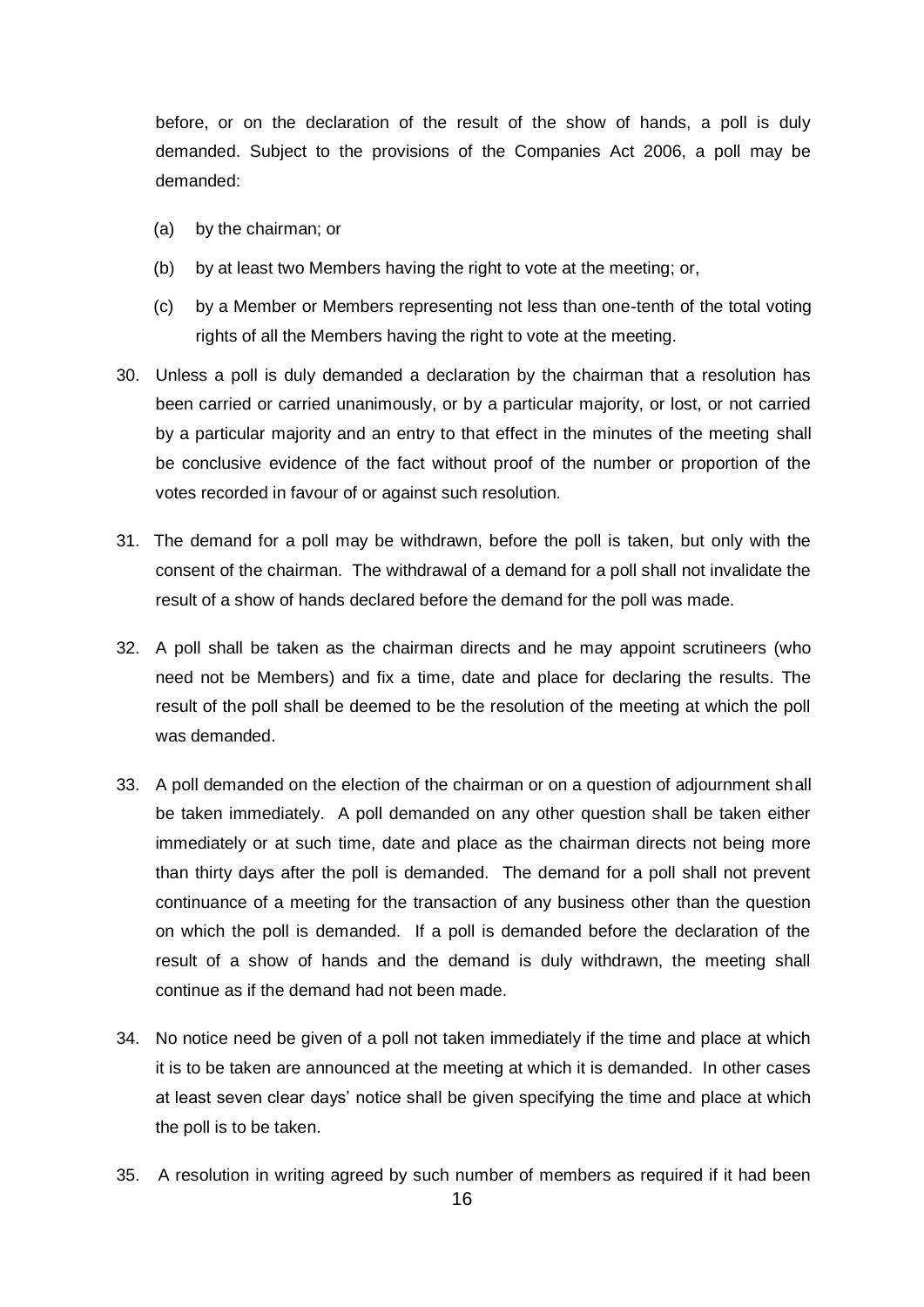before, or on the declaration of the result of the show of hands, a poll is duly demanded. Subject to the provisions of the Companies Act 2006, a poll may be demanded:

(a) by the chairman; or

(b) by at least two Members having the right to vote at the meeting; or,

(c) by a Member or Members representing not less than one-tenth of the total voting rights of all the Members having the right to vote at the meeting.

30. Unless a poll is duly demanded a declaration by the chairman that a resolution has been carried or carried unanimously, or by a particular majority, or lost, or not carried by a particular majority and an entry to that effect in the minutes of the meeting shall be conclusive evidence of the fact without proof of the number or proportion of the votes recorded in favour of or against such resolution.

31. The demand for a poll may be withdrawn, before the poll is taken, but only with the consent of the chairman. The withdrawal of a demand for a poll shall not invalidate the result of a show of hands declared before the demand for the poll was made.

32. A poll shall be taken as the chairman directs and he may appoint scrutineers (who need not be Members) and fix a time, date and place for declaring the results. The result of the poll shall be deemed to be the resolution of the meeting at which the poll was demanded.

33. A poll demanded on the election of the chairman or on a question of adjournment shall be taken immediately. A poll demanded on any other question shall be taken either immediately or at such time, date and place as the chairman directs not being more than thirty days after the poll is demanded. The demand for a poll shall not prevent continuance of a meeting for the transaction of any business other than the question on which the poll is demanded. If a poll is demanded before the declaration of the result of a show of hands and the demand is duly withdrawn, the meeting shall continue as if the demand had not been made.

34. No notice need be given of a poll not taken immediately if the time and place at which it is to be taken are announced at the meeting at which it is demanded. In other cases at least seven clear days' notice shall be given specifying the time and place at which the poll is to be taken.

35. A resolution in writing agreed by such number of members as required if it had been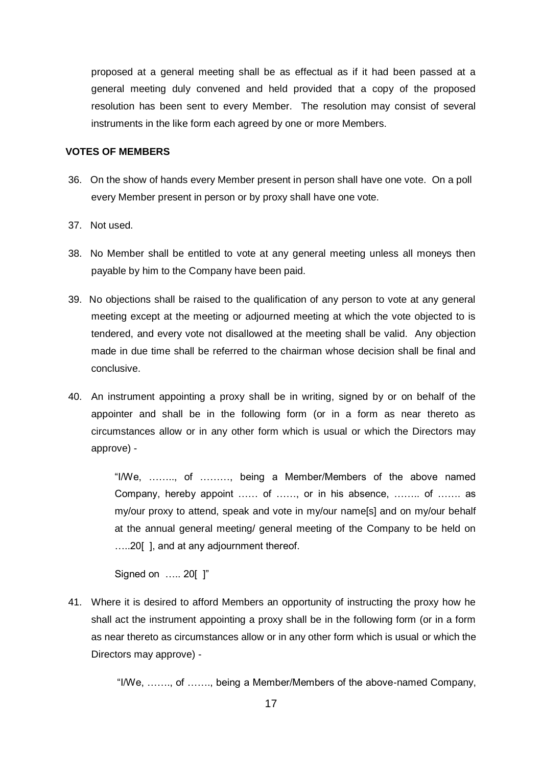proposed at a general meeting shall be as effectual as if it had been passed at a general meeting duly convened and held provided that a copy of the proposed resolution has been sent to every Member. The resolution may consist of several instruments in the like form each agreed by one or more Members.

**VOTES OF MEMBERS**

36. On the show of hands every Member present in person shall have one vote. On a poll every Member present in person or by proxy shall have one vote.

37. Not used.

38. No Member shall be entitled to vote at any general meeting unless all moneys then payable by him to the Company have been paid.

39. No objections shall be raised to the qualification of any person to vote at any general meeting except at the meeting or adjourned meeting at which the vote objected to is tendered, and every vote not disallowed at the meeting shall be valid. Any objection made in due time shall be referred to the chairman whose decision shall be final and conclusive.

40. An instrument appointing a proxy shall be in writing, signed by or on behalf of the appointer and shall be in the following form (or in a form as near thereto as circumstances allow or in any other form which is usual or which the Directors may approve) -

    "I/We, …….., of ………, being a Member/Members of the above named Company, hereby appoint …… of ……, or in his absence, …….. of ……. as my/our proxy to attend, speak and vote in my/our name[s] and on my/our behalf at the annual general meeting/ general meeting of the Company to be held on …..20[ ], and at any adjournment thereof.

    Signed on ….. 20[ ]"

41. Where it is desired to afford Members an opportunity of instructing the proxy how he shall act the instrument appointing a proxy shall be in the following form (or in a form as near thereto as circumstances allow or in any other form which is usual or which the Directors may approve) -

    "I/We, ……., of ……., being a Member/Members of the above-named Company,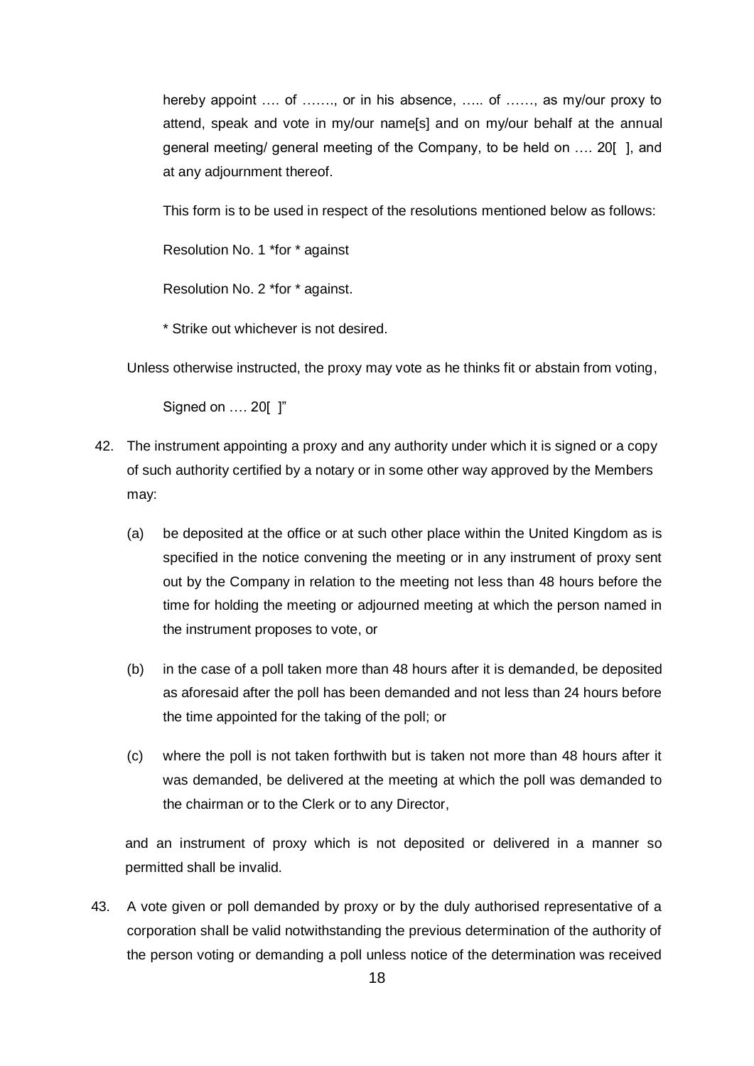hereby appoint …. of ……., or in his absence, ….. of ……, as my/our proxy to attend, speak and vote in my/our name[s] and on my/our behalf at the annual general meeting/ general meeting of the Company, to be held on …. 20[ ], and at any adjournment thereof.

This form is to be used in respect of the resolutions mentioned below as follows:

Resolution No. 1 *for * against

Resolution No. 2 *for * against.

* Strike out whichever is not desired.

Unless otherwise instructed, the proxy may vote as he thinks fit or abstain from voting,

Signed on …. 20[ ]"

42. The instrument appointing a proxy and any authority under which it is signed or a copy of such authority certified by a notary or in some other way approved by the Members may:

    (a) be deposited at the office or at such other place within the United Kingdom as is specified in the notice convening the meeting or in any instrument of proxy sent out by the Company in relation to the meeting not less than 48 hours before the time for holding the meeting or adjourned meeting at which the person named in the instrument proposes to vote, or

    (b) in the case of a poll taken more than 48 hours after it is demanded, be deposited as aforesaid after the poll has been demanded and not less than 24 hours before the time appointed for the taking of the poll; or

    (c) where the poll is not taken forthwith but is taken not more than 48 hours after it was demanded, be delivered at the meeting at which the poll was demanded to the chairman or to the Clerk or to any Director,

    and an instrument of proxy which is not deposited or delivered in a manner so permitted shall be invalid.

43. A vote given or poll demanded by proxy or by the duly authorised representative of a corporation shall be valid notwithstanding the previous determination of the authority of the person voting or demanding a poll unless notice of the determination was received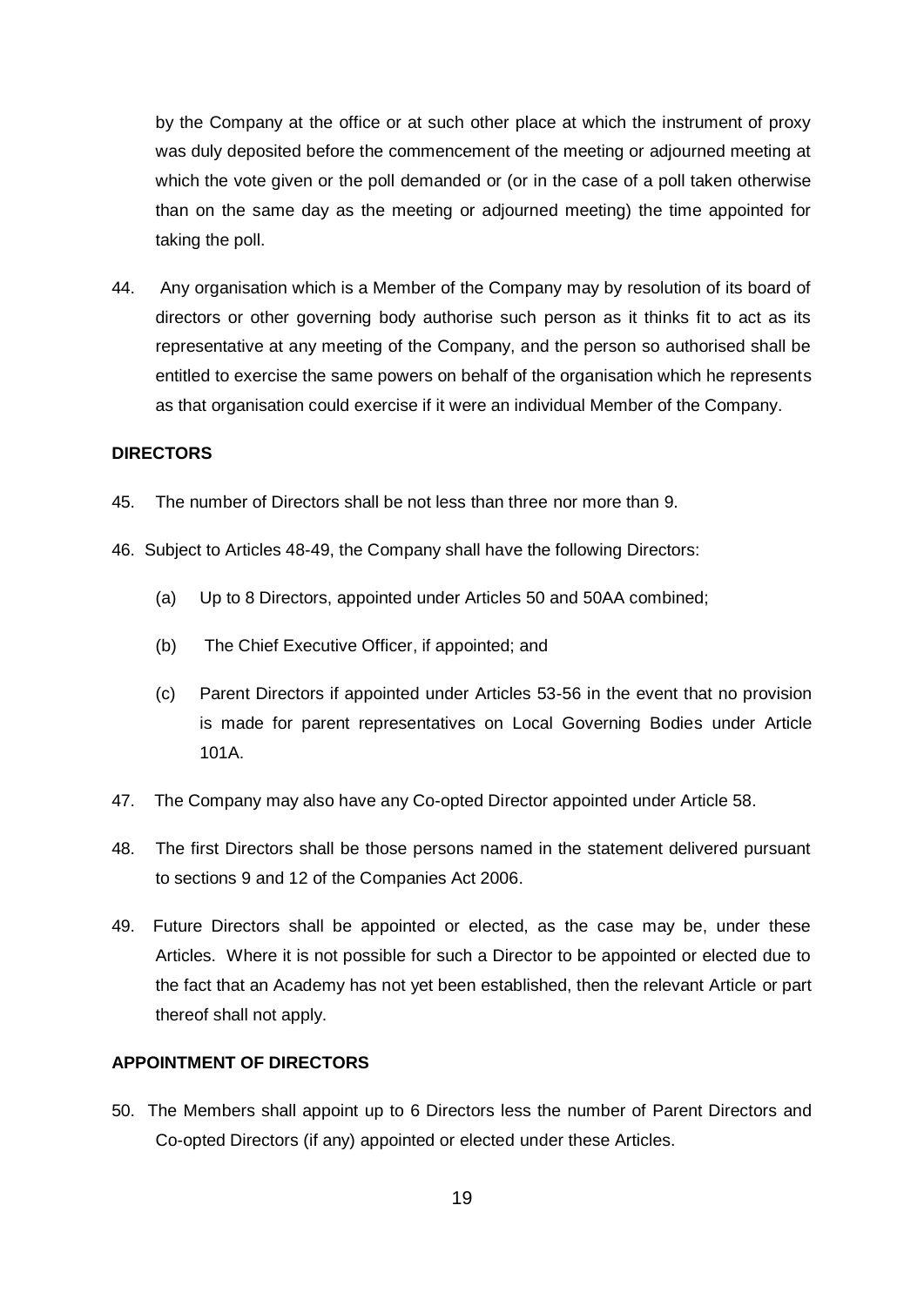by the Company at the office or at such other place at which the instrument of proxy was duly deposited before the commencement of the meeting or adjourned meeting at which the vote given or the poll demanded or (or in the case of a poll taken otherwise than on the same day as the meeting or adjourned meeting) the time appointed for taking the poll.

44. Any organisation which is a Member of the Company may by resolution of its board of directors or other governing body authorise such person as it thinks fit to act as its representative at any meeting of the Company, and the person so authorised shall be entitled to exercise the same powers on behalf of the organisation which he represents as that organisation could exercise if it were an individual Member of the Company.

**DIRECTORS**

45. The number of Directors shall be not less than three nor more than 9.

46. Subject to Articles 48-49, the Company shall have the following Directors:

   (a) Up to 8 Directors, appointed under Articles 50 and 50AA combined;

   (b) The Chief Executive Officer, if appointed; and

   (c) Parent Directors if appointed under Articles 53-56 in the event that no provision is made for parent representatives on Local Governing Bodies under Article 101A.

47. The Company may also have any Co-opted Director appointed under Article 58.

48. The first Directors shall be those persons named in the statement delivered pursuant to sections 9 and 12 of the Companies Act 2006.

49. Future Directors shall be appointed or elected, as the case may be, under these Articles. Where it is not possible for such a Director to be appointed or elected due to the fact that an Academy has not yet been established, then the relevant Article or part thereof shall not apply.

**APPOINTMENT OF DIRECTORS**

50. The Members shall appoint up to 6 Directors less the number of Parent Directors and Co-opted Directors (if any) appointed or elected under these Articles.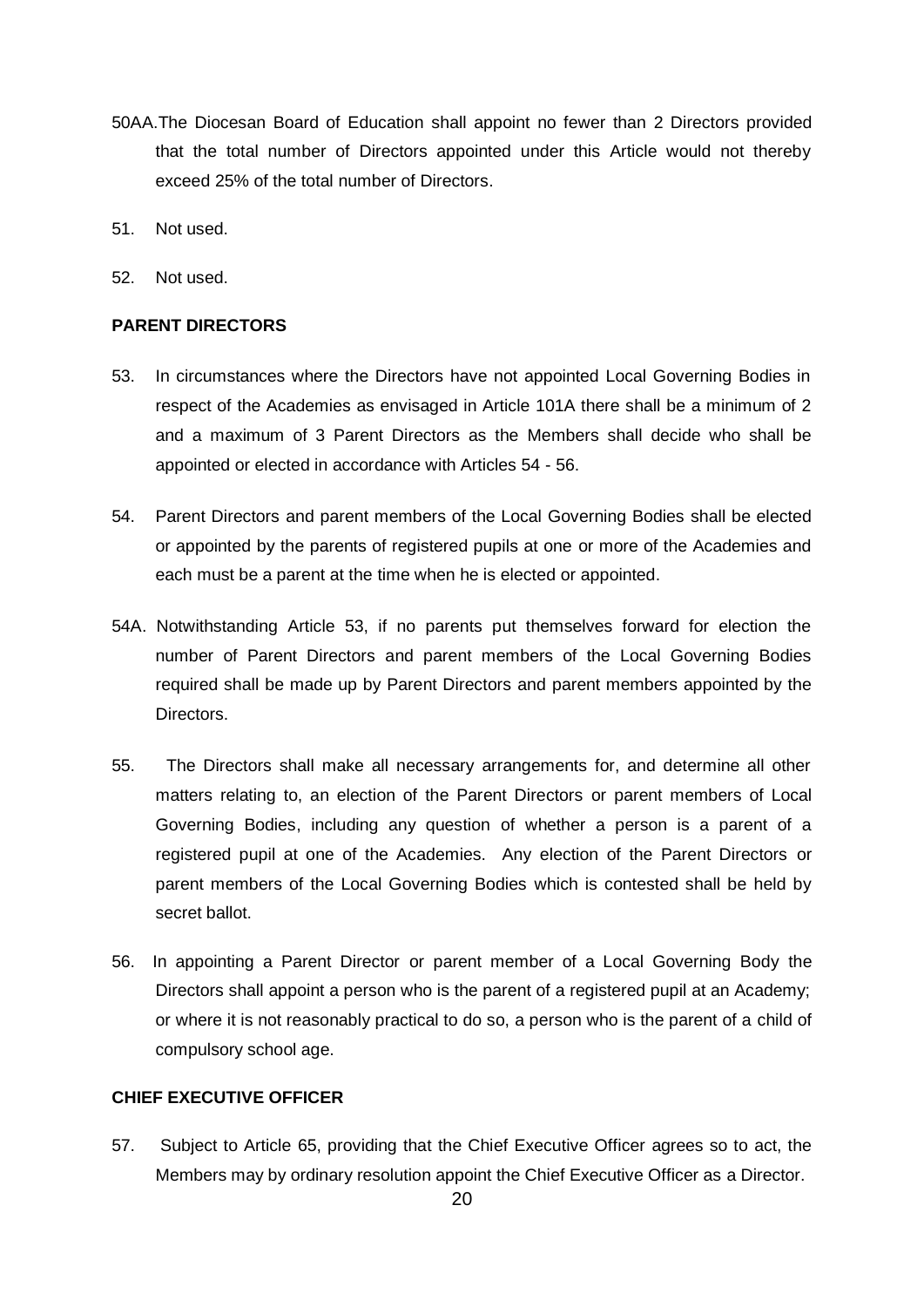50AA. The Diocesan Board of Education shall appoint no fewer than 2 Directors provided that the total number of Directors appointed under this Article would not thereby exceed 25% of the total number of Directors.

51. Not used.

52. Not used.

**PARENT DIRECTORS**

53. In circumstances where the Directors have not appointed Local Governing Bodies in respect of the Academies as envisaged in Article 101A there shall be a minimum of 2 and a maximum of 3 Parent Directors as the Members shall decide who shall be appointed or elected in accordance with Articles 54 - 56.

54. Parent Directors and parent members of the Local Governing Bodies shall be elected or appointed by the parents of registered pupils at one or more of the Academies and each must be a parent at the time when he is elected or appointed.

54A. Notwithstanding Article 53, if no parents put themselves forward for election the number of Parent Directors and parent members of the Local Governing Bodies required shall be made up by Parent Directors and parent members appointed by the Directors.

55. The Directors shall make all necessary arrangements for, and determine all other matters relating to, an election of the Parent Directors or parent members of Local Governing Bodies, including any question of whether a person is a parent of a registered pupil at one of the Academies. Any election of the Parent Directors or parent members of the Local Governing Bodies which is contested shall be held by secret ballot.

56. In appointing a Parent Director or parent member of a Local Governing Body the Directors shall appoint a person who is the parent of a registered pupil at an Academy; or where it is not reasonably practical to do so, a person who is the parent of a child of compulsory school age.

**CHIEF EXECUTIVE OFFICER**

57. Subject to Article 65, providing that the Chief Executive Officer agrees so to act, the Members may by ordinary resolution appoint the Chief Executive Officer as a Director.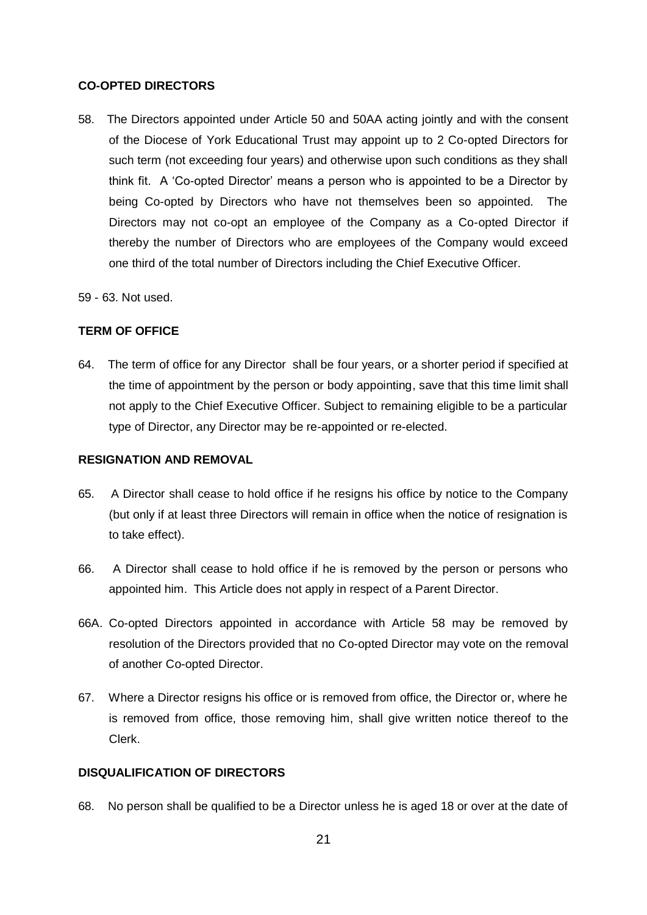**CO-OPTED DIRECTORS**

58. The Directors appointed under Article 50 and 50AA acting jointly and with the consent of the Diocese of York Educational Trust may appoint up to 2 Co-opted Directors for such term (not exceeding four years) and otherwise upon such conditions as they shall think fit. A 'Co-opted Director' means a person who is appointed to be a Director by being Co-opted by Directors who have not themselves been so appointed. The Directors may not co-opt an employee of the Company as a Co-opted Director if thereby the number of Directors who are employees of the Company would exceed one third of the total number of Directors including the Chief Executive Officer.

59 - 63. Not used.

**TERM OF OFFICE**

64. The term of office for any Director shall be four years, or a shorter period if specified at the time of appointment by the person or body appointing, save that this time limit shall not apply to the Chief Executive Officer. Subject to remaining eligible to be a particular type of Director, any Director may be re-appointed or re-elected.

**RESIGNATION AND REMOVAL**

65. A Director shall cease to hold office if he resigns his office by notice to the Company (but only if at least three Directors will remain in office when the notice of resignation is to take effect).

66. A Director shall cease to hold office if he is removed by the person or persons who appointed him. This Article does not apply in respect of a Parent Director.

66A. Co-opted Directors appointed in accordance with Article 58 may be removed by resolution of the Directors provided that no Co-opted Director may vote on the removal of another Co-opted Director.

67. Where a Director resigns his office or is removed from office, the Director or, where he is removed from office, those removing him, shall give written notice thereof to the Clerk.

**DISQUALIFICATION OF DIRECTORS**

68. No person shall be qualified to be a Director unless he is aged 18 or over at the date of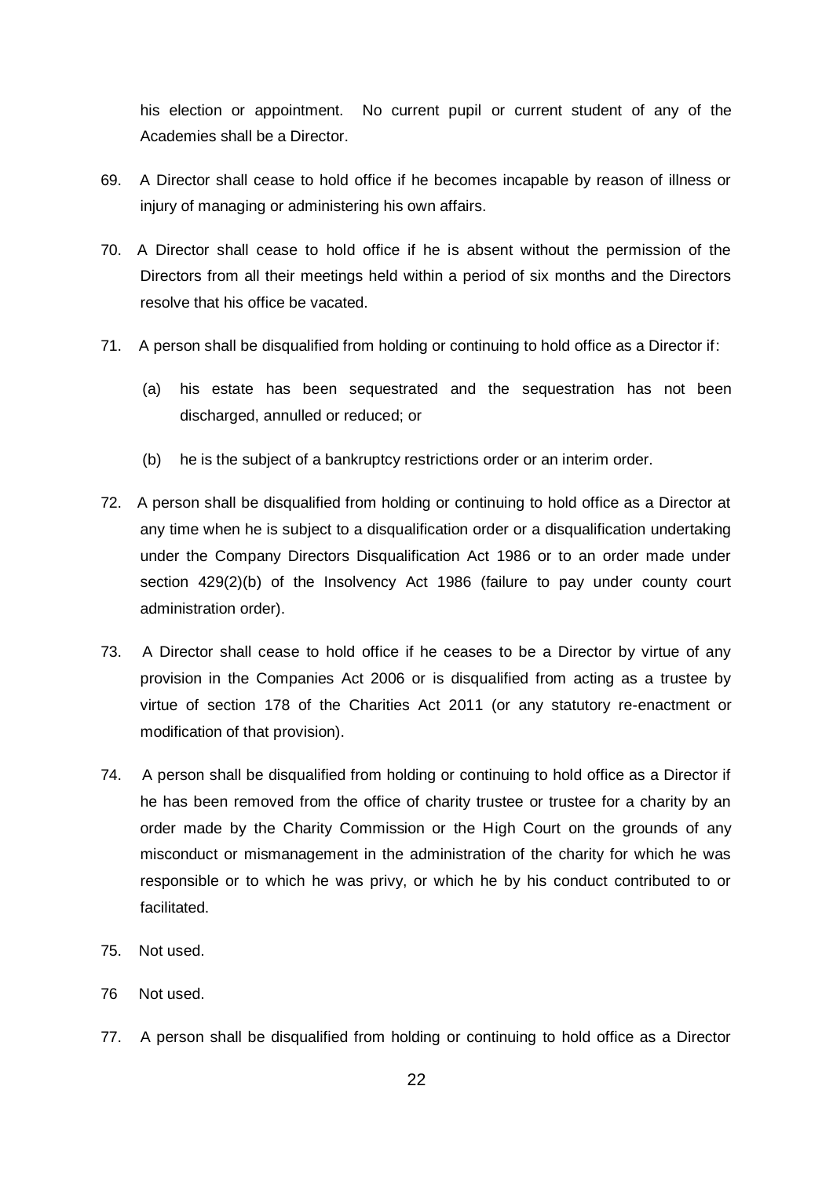his election or appointment. No current pupil or current student of any of the Academies shall be a Director.

69. A Director shall cease to hold office if he becomes incapable by reason of illness or injury of managing or administering his own affairs.

70. A Director shall cease to hold office if he is absent without the permission of the Directors from all their meetings held within a period of six months and the Directors resolve that his office be vacated.

71. A person shall be disqualified from holding or continuing to hold office as a Director if:

    (a) his estate has been sequestrated and the sequestration has not been discharged, annulled or reduced; or

    (b) he is the subject of a bankruptcy restrictions order or an interim order.

72. A person shall be disqualified from holding or continuing to hold office as a Director at any time when he is subject to a disqualification order or a disqualification undertaking under the Company Directors Disqualification Act 1986 or to an order made under section 429(2)(b) of the Insolvency Act 1986 (failure to pay under county court administration order).

73. A Director shall cease to hold office if he ceases to be a Director by virtue of any provision in the Companies Act 2006 or is disqualified from acting as a trustee by virtue of section 178 of the Charities Act 2011 (or any statutory re-enactment or modification of that provision).

74. A person shall be disqualified from holding or continuing to hold office as a Director if he has been removed from the office of charity trustee or trustee for a charity by an order made by the Charity Commission or the High Court on the grounds of any misconduct or mismanagement in the administration of the charity for which he was responsible or to which he was privy, or which he by his conduct contributed to or facilitated.

75. Not used.

76 Not used.

77. A person shall be disqualified from holding or continuing to hold office as a Director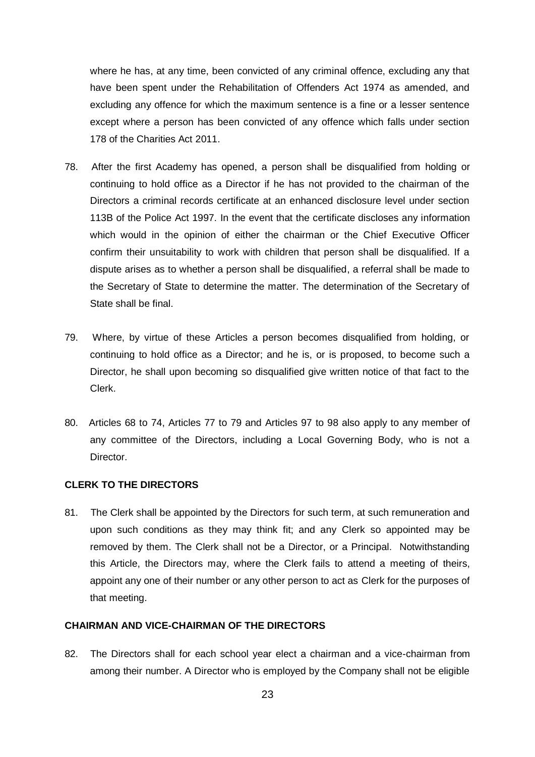where he has, at any time, been convicted of any criminal offence, excluding any that have been spent under the Rehabilitation of Offenders Act 1974 as amended, and excluding any offence for which the maximum sentence is a fine or a lesser sentence except where a person has been convicted of any offence which falls under section 178 of the Charities Act 2011.

78. After the first Academy has opened, a person shall be disqualified from holding or continuing to hold office as a Director if he has not provided to the chairman of the Directors a criminal records certificate at an enhanced disclosure level under section 113B of the Police Act 1997. In the event that the certificate discloses any information which would in the opinion of either the chairman or the Chief Executive Officer confirm their unsuitability to work with children that person shall be disqualified. If a dispute arises as to whether a person shall be disqualified, a referral shall be made to the Secretary of State to determine the matter. The determination of the Secretary of State shall be final.

79. Where, by virtue of these Articles a person becomes disqualified from holding, or continuing to hold office as a Director; and he is, or is proposed, to become such a Director, he shall upon becoming so disqualified give written notice of that fact to the Clerk.

80. Articles 68 to 74, Articles 77 to 79 and Articles 97 to 98 also apply to any member of any committee of the Directors, including a Local Governing Body, who is not a Director.

**CLERK TO THE DIRECTORS**

81. The Clerk shall be appointed by the Directors for such term, at such remuneration and upon such conditions as they may think fit; and any Clerk so appointed may be removed by them. The Clerk shall not be a Director, or a Principal. Notwithstanding this Article, the Directors may, where the Clerk fails to attend a meeting of theirs, appoint any one of their number or any other person to act as Clerk for the purposes of that meeting.

**CHAIRMAN AND VICE-CHAIRMAN OF THE DIRECTORS**

82. The Directors shall for each school year elect a chairman and a vice-chairman from among their number. A Director who is employed by the Company shall not be eligible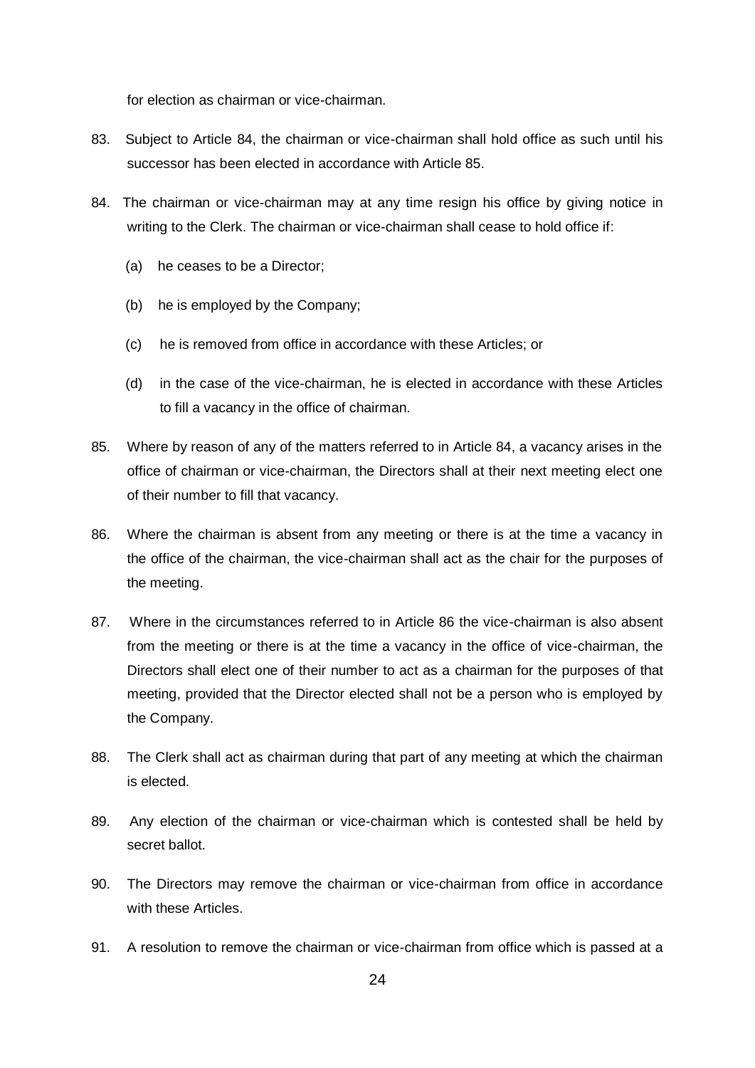for election as chairman or vice-chairman.

83. Subject to Article 84, the chairman or vice-chairman shall hold office as such until his successor has been elected in accordance with Article 85.

84. The chairman or vice-chairman may at any time resign his office by giving notice in writing to the Clerk. The chairman or vice-chairman shall cease to hold office if:

    (a) he ceases to be a Director;

    (b) he is employed by the Company;

    (c) he is removed from office in accordance with these Articles; or

    (d) in the case of the vice-chairman, he is elected in accordance with these Articles to fill a vacancy in the office of chairman.

85. Where by reason of any of the matters referred to in Article 84, a vacancy arises in the office of chairman or vice-chairman, the Directors shall at their next meeting elect one of their number to fill that vacancy.

86. Where the chairman is absent from any meeting or there is at the time a vacancy in the office of the chairman, the vice-chairman shall act as the chair for the purposes of the meeting.

87. Where in the circumstances referred to in Article 86 the vice-chairman is also absent from the meeting or there is at the time a vacancy in the office of vice-chairman, the Directors shall elect one of their number to act as a chairman for the purposes of that meeting, provided that the Director elected shall not be a person who is employed by the Company.

88. The Clerk shall act as chairman during that part of any meeting at which the chairman is elected.

89. Any election of the chairman or vice-chairman which is contested shall be held by secret ballot.

90. The Directors may remove the chairman or vice-chairman from office in accordance with these Articles.

91. A resolution to remove the chairman or vice-chairman from office which is passed at a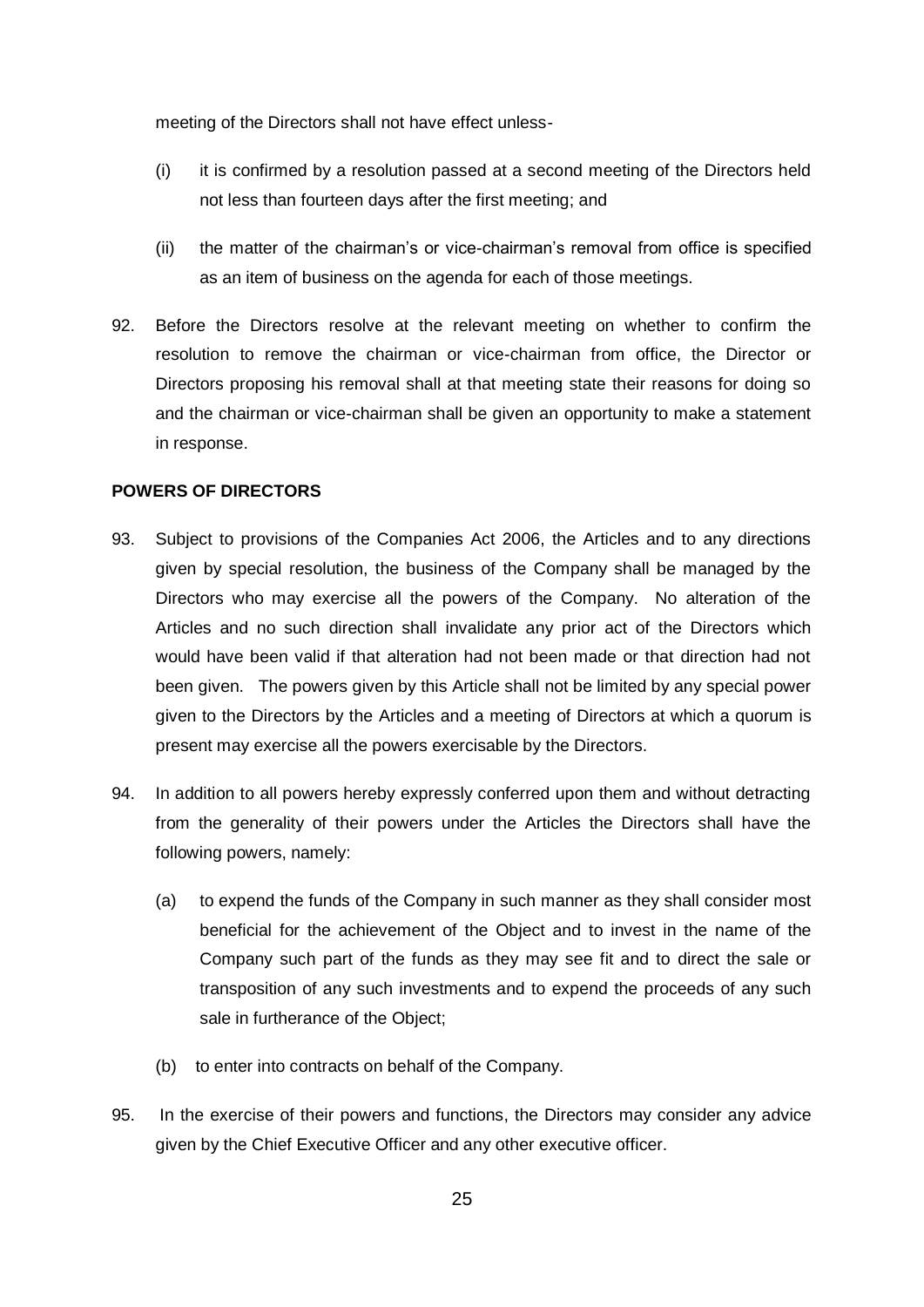meeting of the Directors shall not have effect unless-

(i) it is confirmed by a resolution passed at a second meeting of the Directors held not less than fourteen days after the first meeting; and

(ii) the matter of the chairman's or vice-chairman's removal from office is specified as an item of business on the agenda for each of those meetings.

92. Before the Directors resolve at the relevant meeting on whether to confirm the resolution to remove the chairman or vice-chairman from office, the Director or Directors proposing his removal shall at that meeting state their reasons for doing so and the chairman or vice-chairman shall be given an opportunity to make a statement in response.

**POWERS OF DIRECTORS**

93. Subject to provisions of the Companies Act 2006, the Articles and to any directions given by special resolution, the business of the Company shall be managed by the Directors who may exercise all the powers of the Company. No alteration of the Articles and no such direction shall invalidate any prior act of the Directors which would have been valid if that alteration had not been made or that direction had not been given. The powers given by this Article shall not be limited by any special power given to the Directors by the Articles and a meeting of Directors at which a quorum is present may exercise all the powers exercisable by the Directors.

94. In addition to all powers hereby expressly conferred upon them and without detracting from the generality of their powers under the Articles the Directors shall have the following powers, namely:

    (a) to expend the funds of the Company in such manner as they shall consider most beneficial for the achievement of the Object and to invest in the name of the Company such part of the funds as they may see fit and to direct the sale or transposition of any such investments and to expend the proceeds of any such sale in furtherance of the Object;

    (b) to enter into contracts on behalf of the Company.

95. In the exercise of their powers and functions, the Directors may consider any advice given by the Chief Executive Officer and any other executive officer.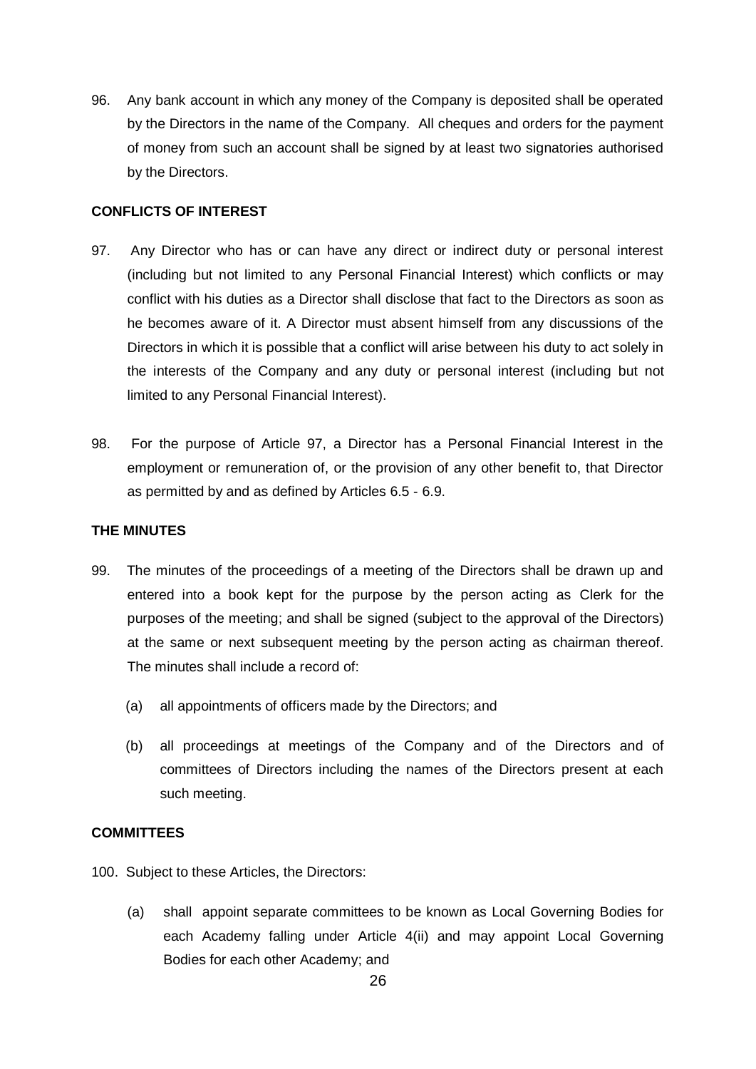96. Any bank account in which any money of the Company is deposited shall be operated by the Directors in the name of the Company. All cheques and orders for the payment of money from such an account shall be signed by at least two signatories authorised by the Directors.

**CONFLICTS OF INTEREST**

97. Any Director who has or can have any direct or indirect duty or personal interest (including but not limited to any Personal Financial Interest) which conflicts or may conflict with his duties as a Director shall disclose that fact to the Directors as soon as he becomes aware of it. A Director must absent himself from any discussions of the Directors in which it is possible that a conflict will arise between his duty to act solely in the interests of the Company and any duty or personal interest (including but not limited to any Personal Financial Interest).

98. For the purpose of Article 97, a Director has a Personal Financial Interest in the employment or remuneration of, or the provision of any other benefit to, that Director as permitted by and as defined by Articles 6.5 - 6.9.

**THE MINUTES**

99. The minutes of the proceedings of a meeting of the Directors shall be drawn up and entered into a book kept for the purpose by the person acting as Clerk for the purposes of the meeting; and shall be signed (subject to the approval of the Directors) at the same or next subsequent meeting by the person acting as chairman thereof. The minutes shall include a record of:

   (a) all appointments of officers made by the Directors; and

   (b) all proceedings at meetings of the Company and of the Directors and of committees of Directors including the names of the Directors present at each such meeting.

**COMMITTEES**

100. Subject to these Articles, the Directors:

   (a) shall appoint separate committees to be known as Local Governing Bodies for each Academy falling under Article 4(ii) and may appoint Local Governing Bodies for each other Academy; and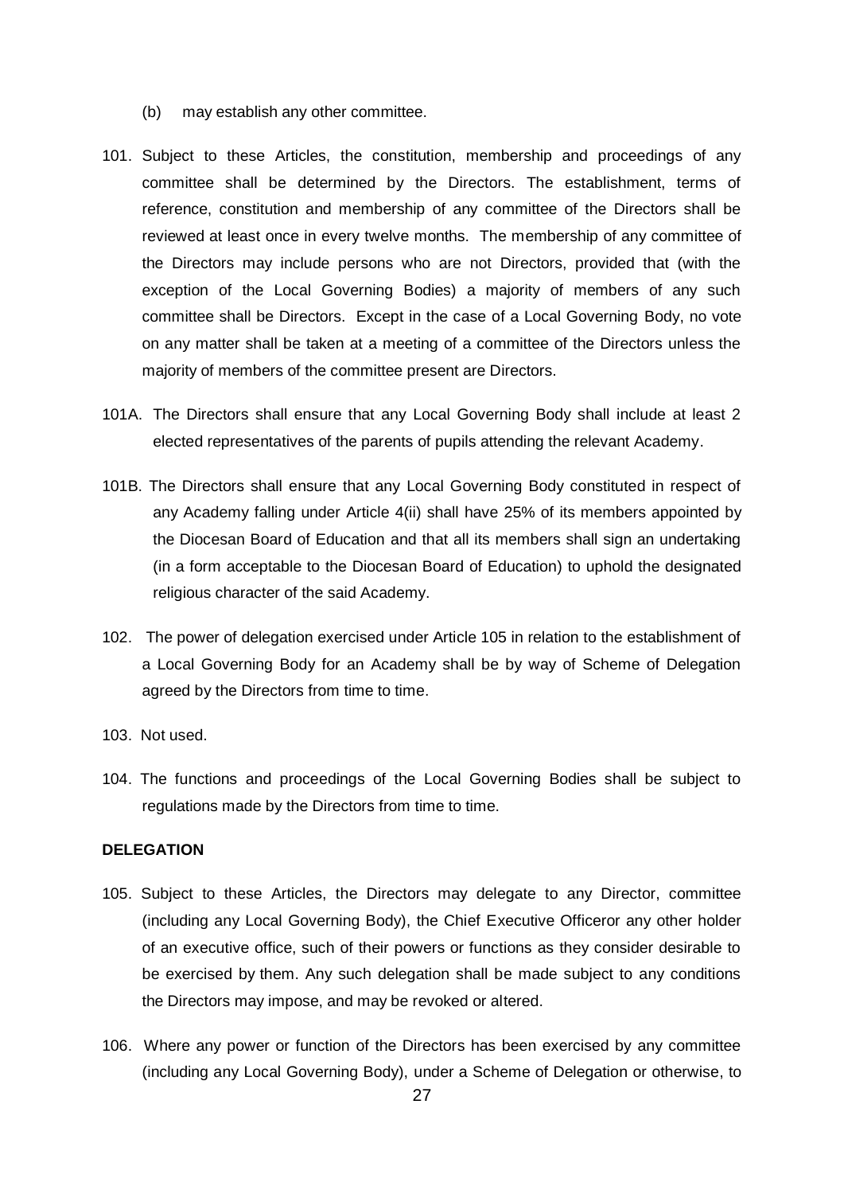(b) may establish any other committee.

101. Subject to these Articles, the constitution, membership and proceedings of any committee shall be determined by the Directors. The establishment, terms of reference, constitution and membership of any committee of the Directors shall be reviewed at least once in every twelve months. The membership of any committee of the Directors may include persons who are not Directors, provided that (with the exception of the Local Governing Bodies) a majority of members of any such committee shall be Directors. Except in the case of a Local Governing Body, no vote on any matter shall be taken at a meeting of a committee of the Directors unless the majority of members of the committee present are Directors.

101A. The Directors shall ensure that any Local Governing Body shall include at least 2 elected representatives of the parents of pupils attending the relevant Academy.

101B. The Directors shall ensure that any Local Governing Body constituted in respect of any Academy falling under Article 4(ii) shall have 25% of its members appointed by the Diocesan Board of Education and that all its members shall sign an undertaking (in a form acceptable to the Diocesan Board of Education) to uphold the designated religious character of the said Academy.

102. The power of delegation exercised under Article 105 in relation to the establishment of a Local Governing Body for an Academy shall be by way of Scheme of Delegation agreed by the Directors from time to time.

103. Not used.

104. The functions and proceedings of the Local Governing Bodies shall be subject to regulations made by the Directors from time to time.

**DELEGATION**

105. Subject to these Articles, the Directors may delegate to any Director, committee (including any Local Governing Body), the Chief Executive Officeror any other holder of an executive office, such of their powers or functions as they consider desirable to be exercised by them. Any such delegation shall be made subject to any conditions the Directors may impose, and may be revoked or altered.

106. Where any power or function of the Directors has been exercised by any committee (including any Local Governing Body), under a Scheme of Delegation or otherwise, to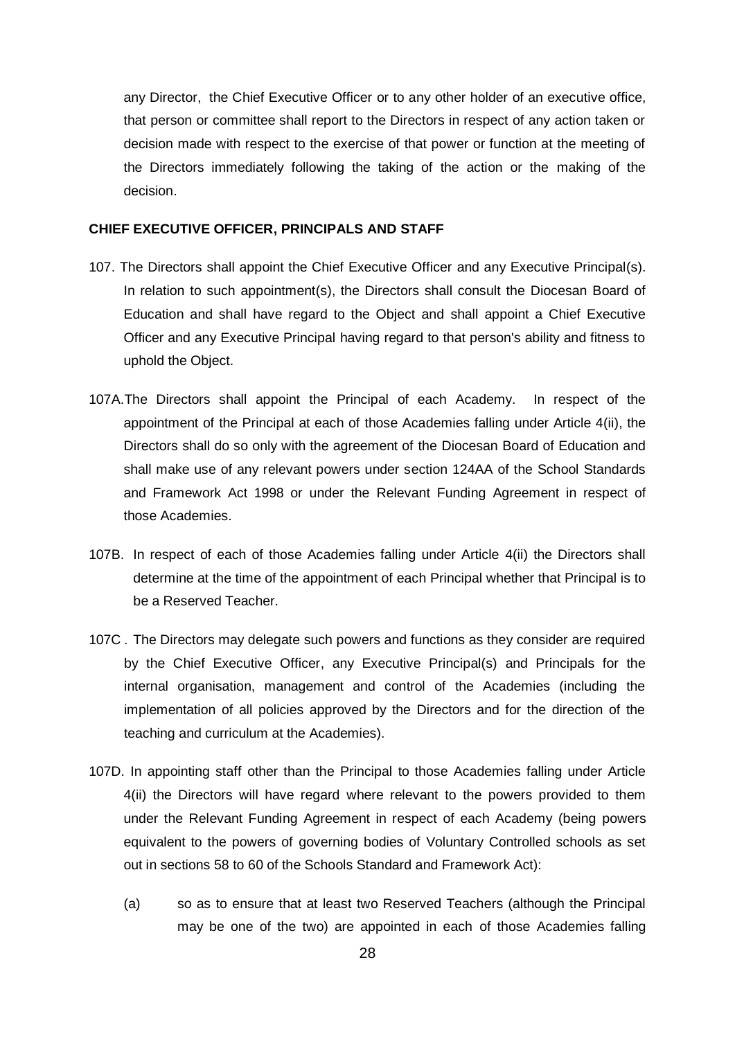any Director, the Chief Executive Officer or to any other holder of an executive office, that person or committee shall report to the Directors in respect of any action taken or decision made with respect to the exercise of that power or function at the meeting of the Directors immediately following the taking of the action or the making of the decision.

**CHIEF EXECUTIVE OFFICER, PRINCIPALS AND STAFF**

107. The Directors shall appoint the Chief Executive Officer and any Executive Principal(s). In relation to such appointment(s), the Directors shall consult the Diocesan Board of Education and shall have regard to the Object and shall appoint a Chief Executive Officer and any Executive Principal having regard to that person's ability and fitness to uphold the Object.

107A. The Directors shall appoint the Principal of each Academy. In respect of the appointment of the Principal at each of those Academies falling under Article 4(ii), the Directors shall do so only with the agreement of the Diocesan Board of Education and shall make use of any relevant powers under section 124AA of the School Standards and Framework Act 1998 or under the Relevant Funding Agreement in respect of those Academies.

107B. In respect of each of those Academies falling under Article 4(ii) the Directors shall determine at the time of the appointment of each Principal whether that Principal is to be a Reserved Teacher.

107C . The Directors may delegate such powers and functions as they consider are required by the Chief Executive Officer, any Executive Principal(s) and Principals for the internal organisation, management and control of the Academies (including the implementation of all policies approved by the Directors and for the direction of the teaching and curriculum at the Academies).

107D. In appointing staff other than the Principal to those Academies falling under Article 4(ii) the Directors will have regard where relevant to the powers provided to them under the Relevant Funding Agreement in respect of each Academy (being powers equivalent to the powers of governing bodies of Voluntary Controlled schools as set out in sections 58 to 60 of the Schools Standard and Framework Act):

(a) so as to ensure that at least two Reserved Teachers (although the Principal may be one of the two) are appointed in each of those Academies falling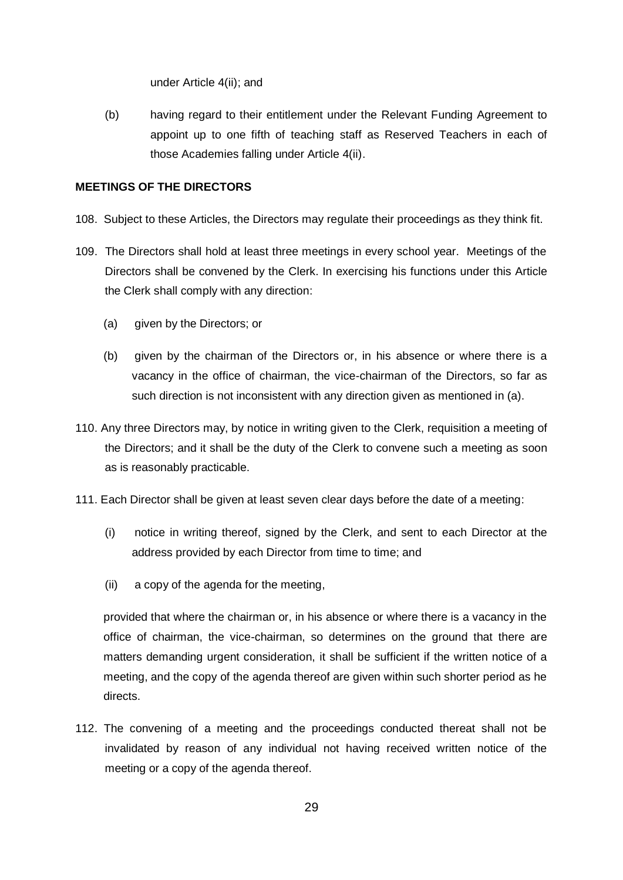under Article 4(ii); and

(b) having regard to their entitlement under the Relevant Funding Agreement to appoint up to one fifth of teaching staff as Reserved Teachers in each of those Academies falling under Article 4(ii).

**MEETINGS OF THE DIRECTORS**

108. Subject to these Articles, the Directors may regulate their proceedings as they think fit.

109. The Directors shall hold at least three meetings in every school year. Meetings of the Directors shall be convened by the Clerk. In exercising his functions under this Article the Clerk shall comply with any direction:

    (a) given by the Directors; or

    (b) given by the chairman of the Directors or, in his absence or where there is a vacancy in the office of chairman, the vice-chairman of the Directors, so far as such direction is not inconsistent with any direction given as mentioned in (a).

110. Any three Directors may, by notice in writing given to the Clerk, requisition a meeting of the Directors; and it shall be the duty of the Clerk to convene such a meeting as soon as is reasonably practicable.

111. Each Director shall be given at least seven clear days before the date of a meeting:

    (i) notice in writing thereof, signed by the Clerk, and sent to each Director at the address provided by each Director from time to time; and

    (ii) a copy of the agenda for the meeting,

    provided that where the chairman or, in his absence or where there is a vacancy in the office of chairman, the vice-chairman, so determines on the ground that there are matters demanding urgent consideration, it shall be sufficient if the written notice of a meeting, and the copy of the agenda thereof are given within such shorter period as he directs.

112. The convening of a meeting and the proceedings conducted thereat shall not be invalidated by reason of any individual not having received written notice of the meeting or a copy of the agenda thereof.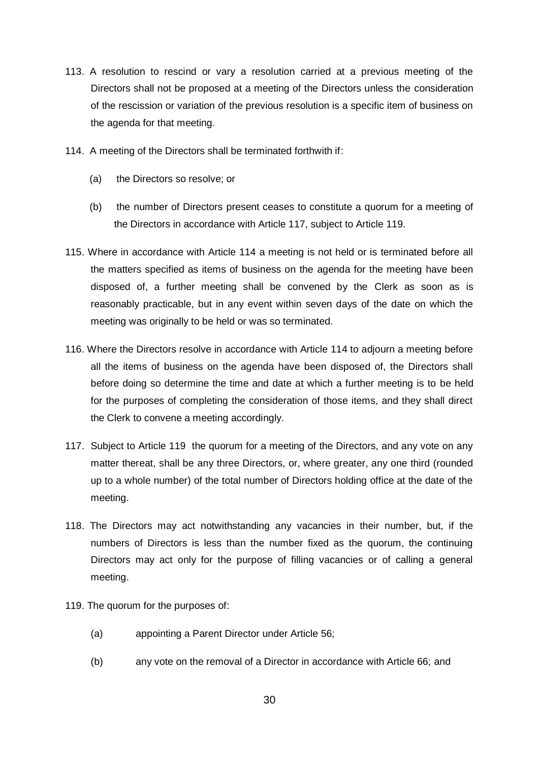113. A resolution to rescind or vary a resolution carried at a previous meeting of the Directors shall not be proposed at a meeting of the Directors unless the consideration of the rescission or variation of the previous resolution is a specific item of business on the agenda for that meeting.

114. A meeting of the Directors shall be terminated forthwith if:

    (a) the Directors so resolve; or

    (b) the number of Directors present ceases to constitute a quorum for a meeting of the Directors in accordance with Article 117, subject to Article 119.

115. Where in accordance with Article 114 a meeting is not held or is terminated before all the matters specified as items of business on the agenda for the meeting have been disposed of, a further meeting shall be convened by the Clerk as soon as is reasonably practicable, but in any event within seven days of the date on which the meeting was originally to be held or was so terminated.

116. Where the Directors resolve in accordance with Article 114 to adjourn a meeting before all the items of business on the agenda have been disposed of, the Directors shall before doing so determine the time and date at which a further meeting is to be held for the purposes of completing the consideration of those items, and they shall direct the Clerk to convene a meeting accordingly.

117. Subject to Article 119 the quorum for a meeting of the Directors, and any vote on any matter thereat, shall be any three Directors, or, where greater, any one third (rounded up to a whole number) of the total number of Directors holding office at the date of the meeting.

118. The Directors may act notwithstanding any vacancies in their number, but, if the numbers of Directors is less than the number fixed as the quorum, the continuing Directors may act only for the purpose of filling vacancies or of calling a general meeting.

119. The quorum for the purposes of:

    (a) appointing a Parent Director under Article 56;

    (b) any vote on the removal of a Director in accordance with Article 66; and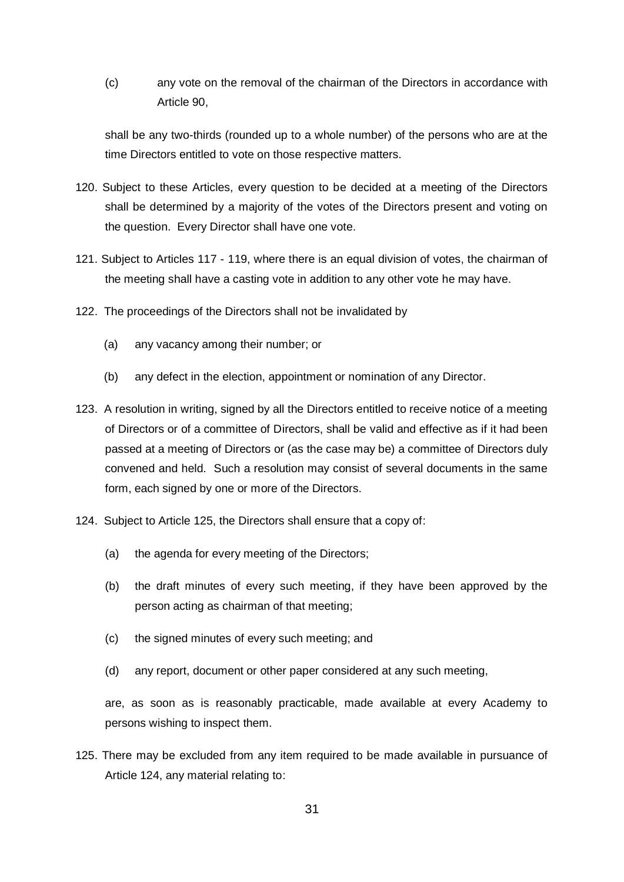(c) any vote on the removal of the chairman of the Directors in accordance with Article 90,

shall be any two-thirds (rounded up to a whole number) of the persons who are at the time Directors entitled to vote on those respective matters.

120. Subject to these Articles, every question to be decided at a meeting of the Directors shall be determined by a majority of the votes of the Directors present and voting on the question. Every Director shall have one vote.

121. Subject to Articles 117 - 119, where there is an equal division of votes, the chairman of the meeting shall have a casting vote in addition to any other vote he may have.

122. The proceedings of the Directors shall not be invalidated by

(a) any vacancy among their number; or

(b) any defect in the election, appointment or nomination of any Director.

123. A resolution in writing, signed by all the Directors entitled to receive notice of a meeting of Directors or of a committee of Directors, shall be valid and effective as if it had been passed at a meeting of Directors or (as the case may be) a committee of Directors duly convened and held. Such a resolution may consist of several documents in the same form, each signed by one or more of the Directors.

124. Subject to Article 125, the Directors shall ensure that a copy of:

(a) the agenda for every meeting of the Directors;

(b) the draft minutes of every such meeting, if they have been approved by the person acting as chairman of that meeting;

(c) the signed minutes of every such meeting; and

(d) any report, document or other paper considered at any such meeting,

are, as soon as is reasonably practicable, made available at every Academy to persons wishing to inspect them.

125. There may be excluded from any item required to be made available in pursuance of Article 124, any material relating to: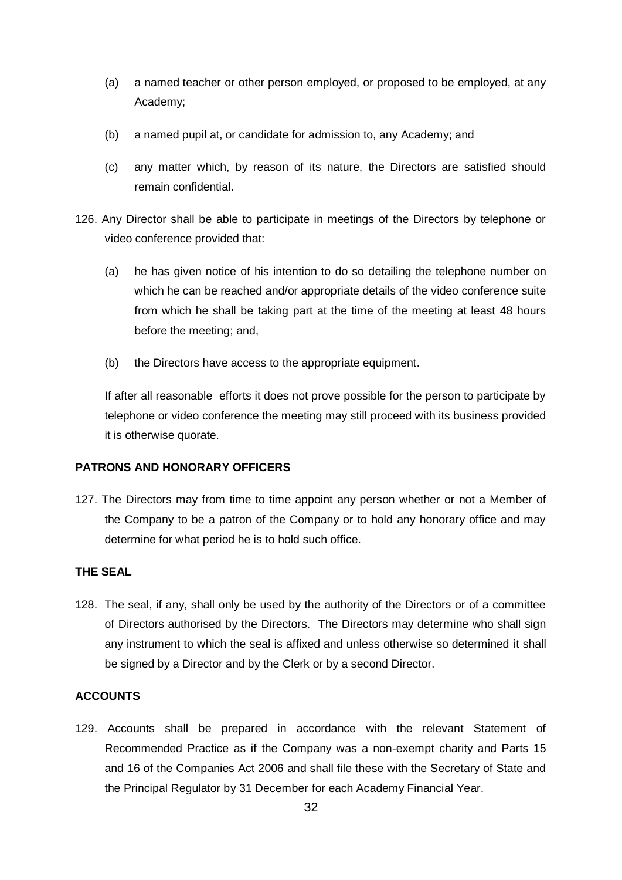(a) a named teacher or other person employed, or proposed to be employed, at any Academy;

(b) a named pupil at, or candidate for admission to, any Academy; and

(c) any matter which, by reason of its nature, the Directors are satisfied should remain confidential.

126. Any Director shall be able to participate in meetings of the Directors by telephone or video conference provided that:

(a) he has given notice of his intention to do so detailing the telephone number on which he can be reached and/or appropriate details of the video conference suite from which he shall be taking part at the time of the meeting at least 48 hours before the meeting; and,

(b) the Directors have access to the appropriate equipment.

If after all reasonable efforts it does not prove possible for the person to participate by telephone or video conference the meeting may still proceed with its business provided it is otherwise quorate.

**PATRONS AND HONORARY OFFICERS**

127. The Directors may from time to time appoint any person whether or not a Member of the Company to be a patron of the Company or to hold any honorary office and may determine for what period he is to hold such office.

**THE SEAL**

128. The seal, if any, shall only be used by the authority of the Directors or of a committee of Directors authorised by the Directors. The Directors may determine who shall sign any instrument to which the seal is affixed and unless otherwise so determined it shall be signed by a Director and by the Clerk or by a second Director.

**ACCOUNTS**

129. Accounts shall be prepared in accordance with the relevant Statement of Recommended Practice as if the Company was a non-exempt charity and Parts 15 and 16 of the Companies Act 2006 and shall file these with the Secretary of State and the Principal Regulator by 31 December for each Academy Financial Year.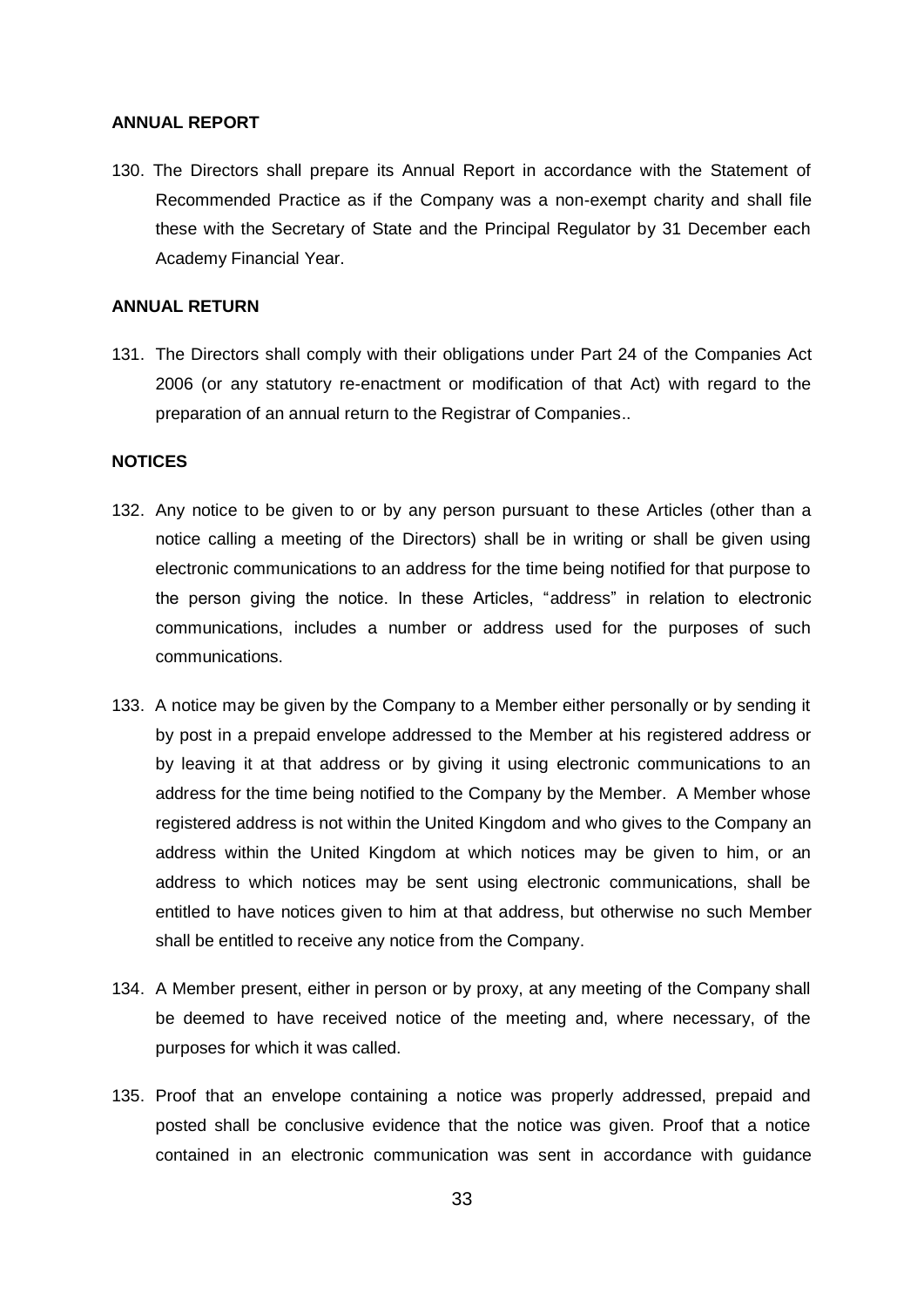**ANNUAL REPORT**

130. The Directors shall prepare its Annual Report in accordance with the Statement of Recommended Practice as if the Company was a non-exempt charity and shall file these with the Secretary of State and the Principal Regulator by 31 December each Academy Financial Year.

**ANNUAL RETURN**

131. The Directors shall comply with their obligations under Part 24 of the Companies Act 2006 (or any statutory re-enactment or modification of that Act) with regard to the preparation of an annual return to the Registrar of Companies..

**NOTICES**

132. Any notice to be given to or by any person pursuant to these Articles (other than a notice calling a meeting of the Directors) shall be in writing or shall be given using electronic communications to an address for the time being notified for that purpose to the person giving the notice. In these Articles, "address" in relation to electronic communications, includes a number or address used for the purposes of such communications.

133. A notice may be given by the Company to a Member either personally or by sending it by post in a prepaid envelope addressed to the Member at his registered address or by leaving it at that address or by giving it using electronic communications to an address for the time being notified to the Company by the Member. A Member whose registered address is not within the United Kingdom and who gives to the Company an address within the United Kingdom at which notices may be given to him, or an address to which notices may be sent using electronic communications, shall be entitled to have notices given to him at that address, but otherwise no such Member shall be entitled to receive any notice from the Company.

134. A Member present, either in person or by proxy, at any meeting of the Company shall be deemed to have received notice of the meeting and, where necessary, of the purposes for which it was called.

135. Proof that an envelope containing a notice was properly addressed, prepaid and posted shall be conclusive evidence that the notice was given. Proof that a notice contained in an electronic communication was sent in accordance with guidance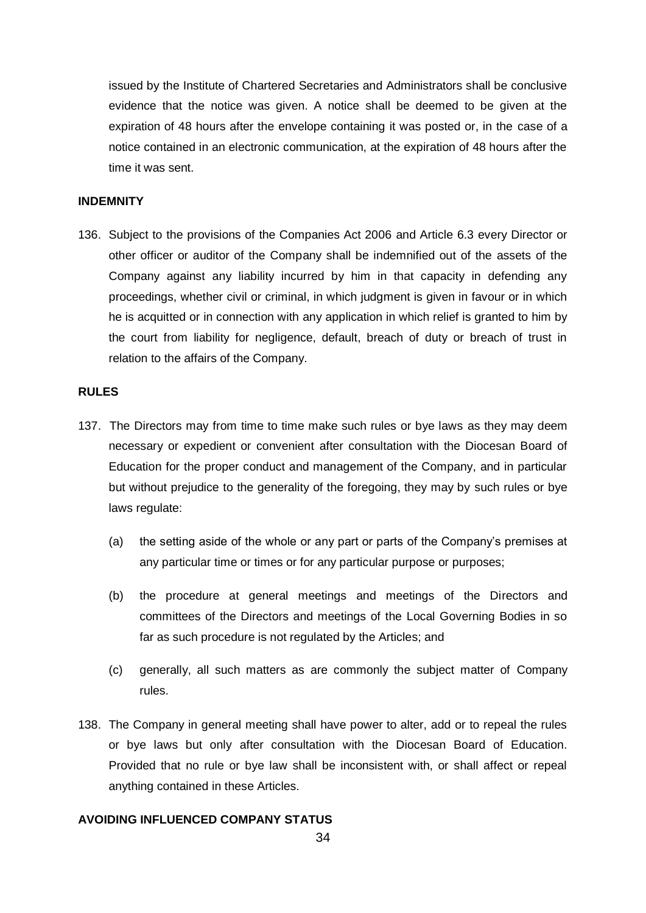issued by the Institute of Chartered Secretaries and Administrators shall be conclusive evidence that the notice was given. A notice shall be deemed to be given at the expiration of 48 hours after the envelope containing it was posted or, in the case of a notice contained in an electronic communication, at the expiration of 48 hours after the time it was sent.

**INDEMNITY**

136. Subject to the provisions of the Companies Act 2006 and Article 6.3 every Director or other officer or auditor of the Company shall be indemnified out of the assets of the Company against any liability incurred by him in that capacity in defending any proceedings, whether civil or criminal, in which judgment is given in favour or in which he is acquitted or in connection with any application in which relief is granted to him by the court from liability for negligence, default, breach of duty or breach of trust in relation to the affairs of the Company.

**RULES**

137. The Directors may from time to time make such rules or bye laws as they may deem necessary or expedient or convenient after consultation with the Diocesan Board of Education for the proper conduct and management of the Company, and in particular but without prejudice to the generality of the foregoing, they may by such rules or bye laws regulate:

    (a) the setting aside of the whole or any part or parts of the Company's premises at any particular time or times or for any particular purpose or purposes;

    (b) the procedure at general meetings and meetings of the Directors and committees of the Directors and meetings of the Local Governing Bodies in so far as such procedure is not regulated by the Articles; and

    (c) generally, all such matters as are commonly the subject matter of Company rules.

138. The Company in general meeting shall have power to alter, add or to repeal the rules or bye laws but only after consultation with the Diocesan Board of Education. Provided that no rule or bye law shall be inconsistent with, or shall affect or repeal anything contained in these Articles.

**AVOIDING INFLUENCED COMPANY STATUS**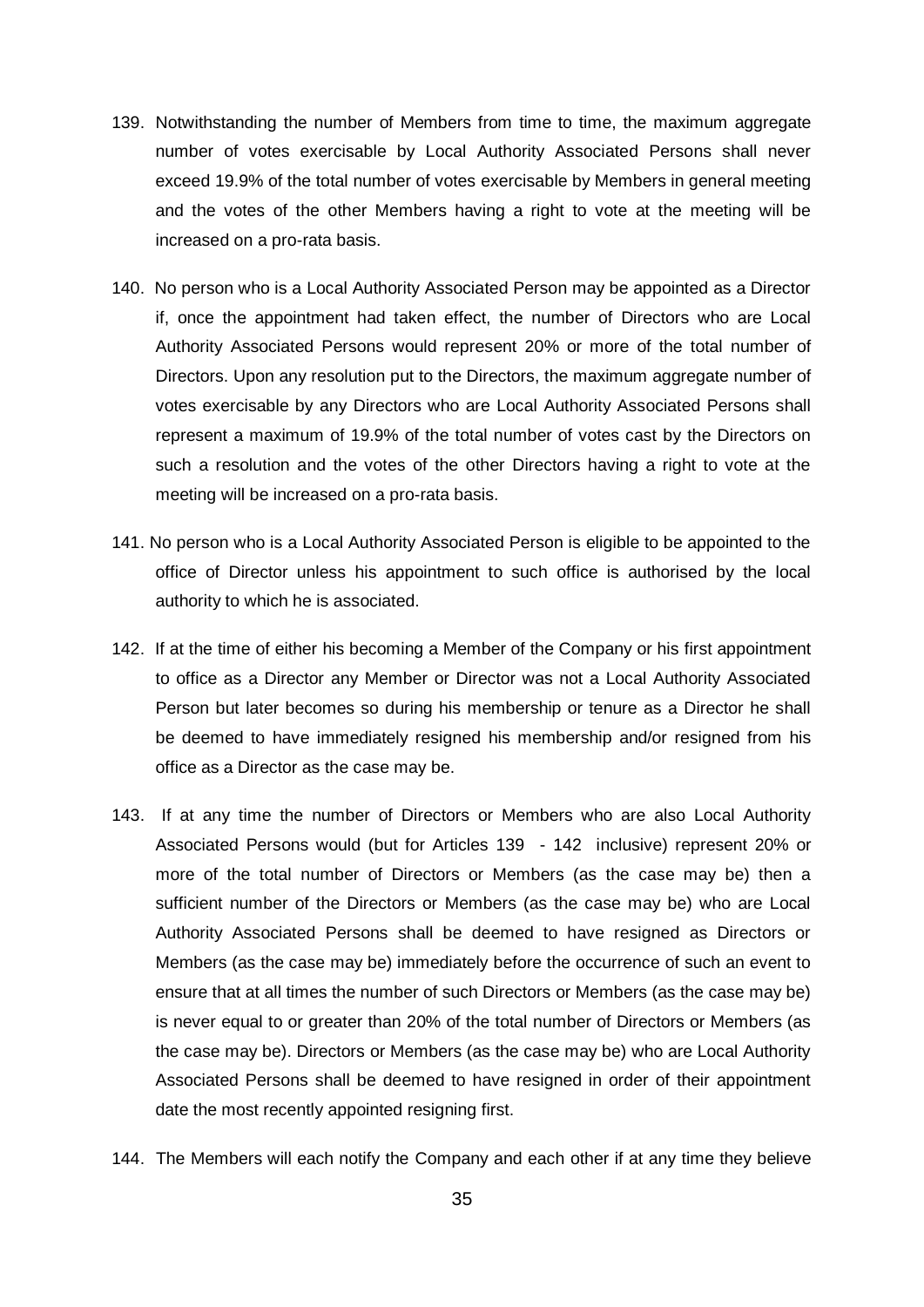139. Notwithstanding the number of Members from time to time, the maximum aggregate number of votes exercisable by Local Authority Associated Persons shall never exceed 19.9% of the total number of votes exercisable by Members in general meeting and the votes of the other Members having a right to vote at the meeting will be increased on a pro-rata basis.

140. No person who is a Local Authority Associated Person may be appointed as a Director if, once the appointment had taken effect, the number of Directors who are Local Authority Associated Persons would represent 20% or more of the total number of Directors. Upon any resolution put to the Directors, the maximum aggregate number of votes exercisable by any Directors who are Local Authority Associated Persons shall represent a maximum of 19.9% of the total number of votes cast by the Directors on such a resolution and the votes of the other Directors having a right to vote at the meeting will be increased on a pro-rata basis.

141. No person who is a Local Authority Associated Person is eligible to be appointed to the office of Director unless his appointment to such office is authorised by the local authority to which he is associated.

142. If at the time of either his becoming a Member of the Company or his first appointment to office as a Director any Member or Director was not a Local Authority Associated Person but later becomes so during his membership or tenure as a Director he shall be deemed to have immediately resigned his membership and/or resigned from his office as a Director as the case may be.

143. If at any time the number of Directors or Members who are also Local Authority Associated Persons would (but for Articles 139 - 142 inclusive) represent 20% or more of the total number of Directors or Members (as the case may be) then a sufficient number of the Directors or Members (as the case may be) who are Local Authority Associated Persons shall be deemed to have resigned as Directors or Members (as the case may be) immediately before the occurrence of such an event to ensure that at all times the number of such Directors or Members (as the case may be) is never equal to or greater than 20% of the total number of Directors or Members (as the case may be). Directors or Members (as the case may be) who are Local Authority Associated Persons shall be deemed to have resigned in order of their appointment date the most recently appointed resigning first.

144. The Members will each notify the Company and each other if at any time they believe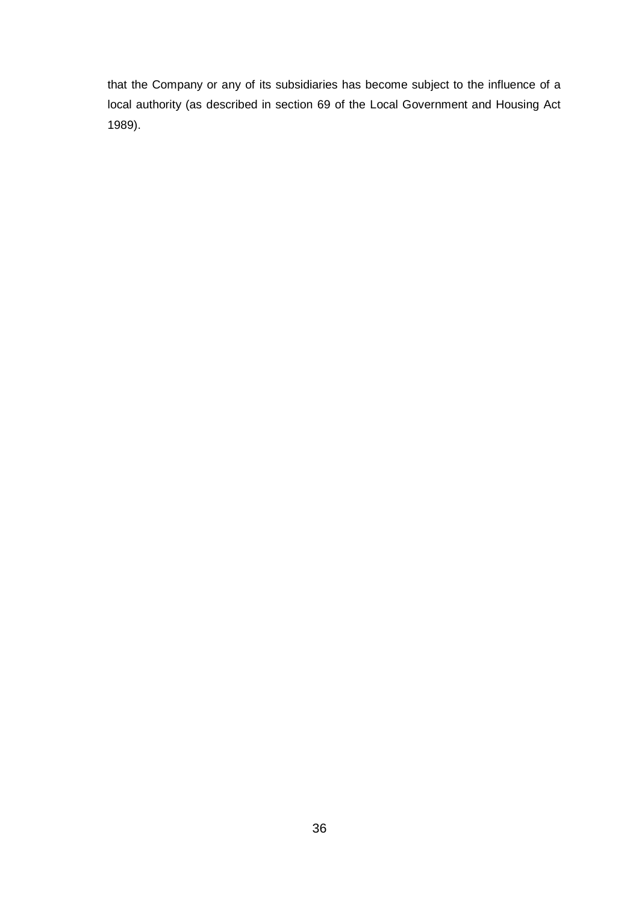that the Company or any of its subsidiaries has become subject to the influence of a local authority (as described in section 69 of the Local Government and Housing Act 1989).